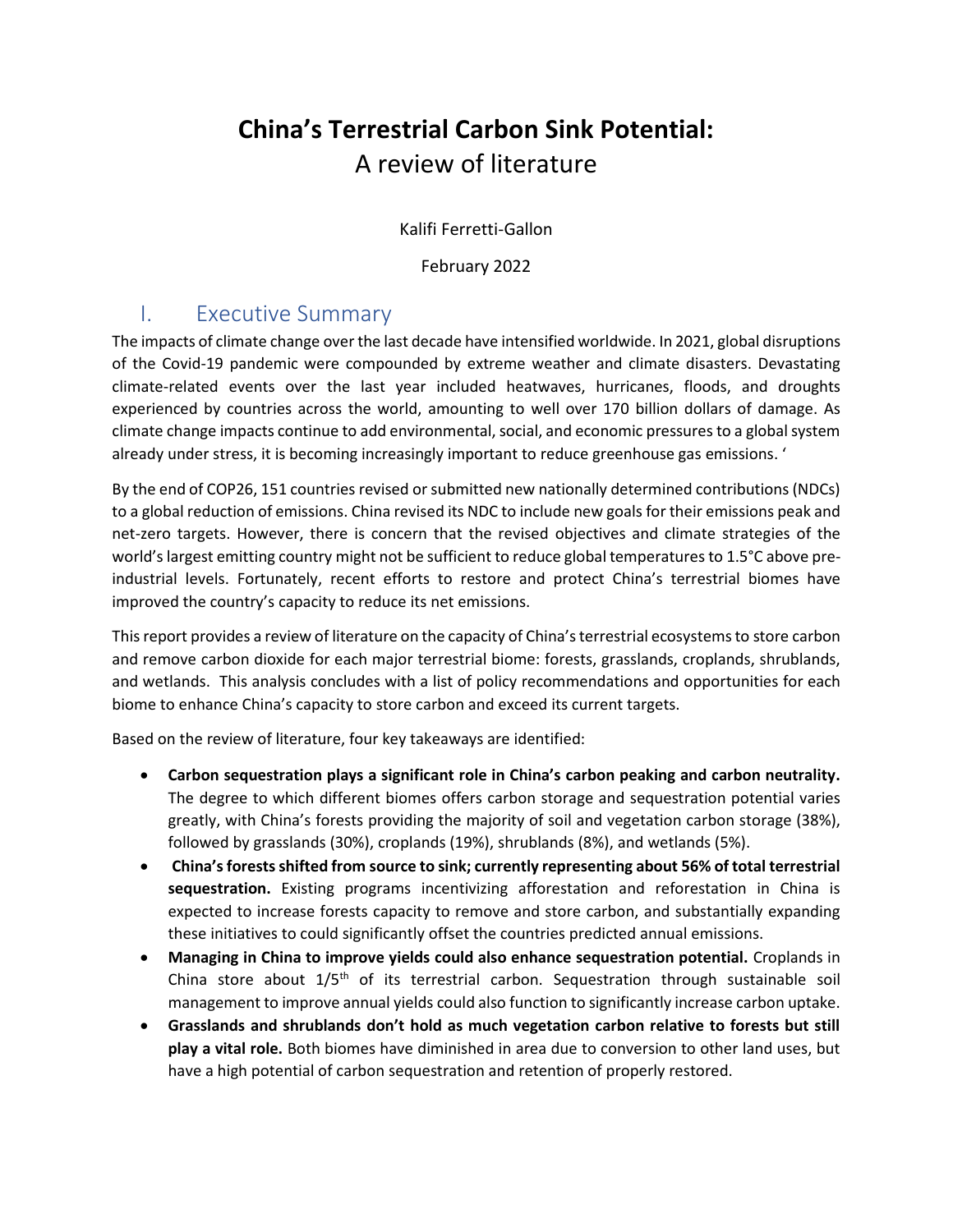# China's Terrestrial Carbon Sink Potential:
A review of literature

Kalifi Ferretti-Gallon

February 2022

## I. Executive Summary

The impacts of climate change over the last decade have intensified worldwide. In 2021, global disruptions of the Covid-19 pandemic were compounded by extreme weather and climate disasters. Devastating climate-related events over the last year included heatwaves, hurricanes, floods, and droughts experienced by countries across the world, amounting to well over 170 billion dollars of damage. As climate change impacts continue to add environmental, social, and economic pressures to a global system already under stress, it is becoming increasingly important to reduce greenhouse gas emissions. '

By the end of COP26, 151 countries revised or submitted new nationally determined contributions (NDCs) to a global reduction of emissions. China revised its NDC to include new goals for their emissions peak and net-zero targets. However, there is concern that the revised objectives and climate strategies of the world's largest emitting country might not be sufficient to reduce global temperatures to 1.5°C above pre-industrial levels. Fortunately, recent efforts to restore and protect China's terrestrial biomes have improved the country's capacity to reduce its net emissions.

This report provides a review of literature on the capacity of China's terrestrial ecosystems to store carbon and remove carbon dioxide for each major terrestrial biome: forests, grasslands, croplands, shrublands, and wetlands. This analysis concludes with a list of policy recommendations and opportunities for each biome to enhance China's capacity to store carbon and exceed its current targets.

Based on the review of literature, four key takeaways are identified:

- **Carbon sequestration plays a significant role in China's carbon peaking and carbon neutrality.** The degree to which different biomes offers carbon storage and sequestration potential varies greatly, with China's forests providing the majority of soil and vegetation carbon storage (38%), followed by grasslands (30%), croplands (19%), shrublands (8%), and wetlands (5%).
- **China's forests shifted from source to sink; currently representing about 56% of total terrestrial sequestration.** Existing programs incentivizing afforestation and reforestation in China is expected to increase forests capacity to remove and store carbon, and substantially expanding these initiatives to could significantly offset the countries predicted annual emissions.
- **Managing in China to improve yields could also enhance sequestration potential.** Croplands in China store about 1/5th of its terrestrial carbon. Sequestration through sustainable soil management to improve annual yields could also function to significantly increase carbon uptake.
- **Grasslands and shrublands don't hold as much vegetation carbon relative to forests but still play a vital role.** Both biomes have diminished in area due to conversion to other land uses, but have a high potential of carbon sequestration and retention of properly restored.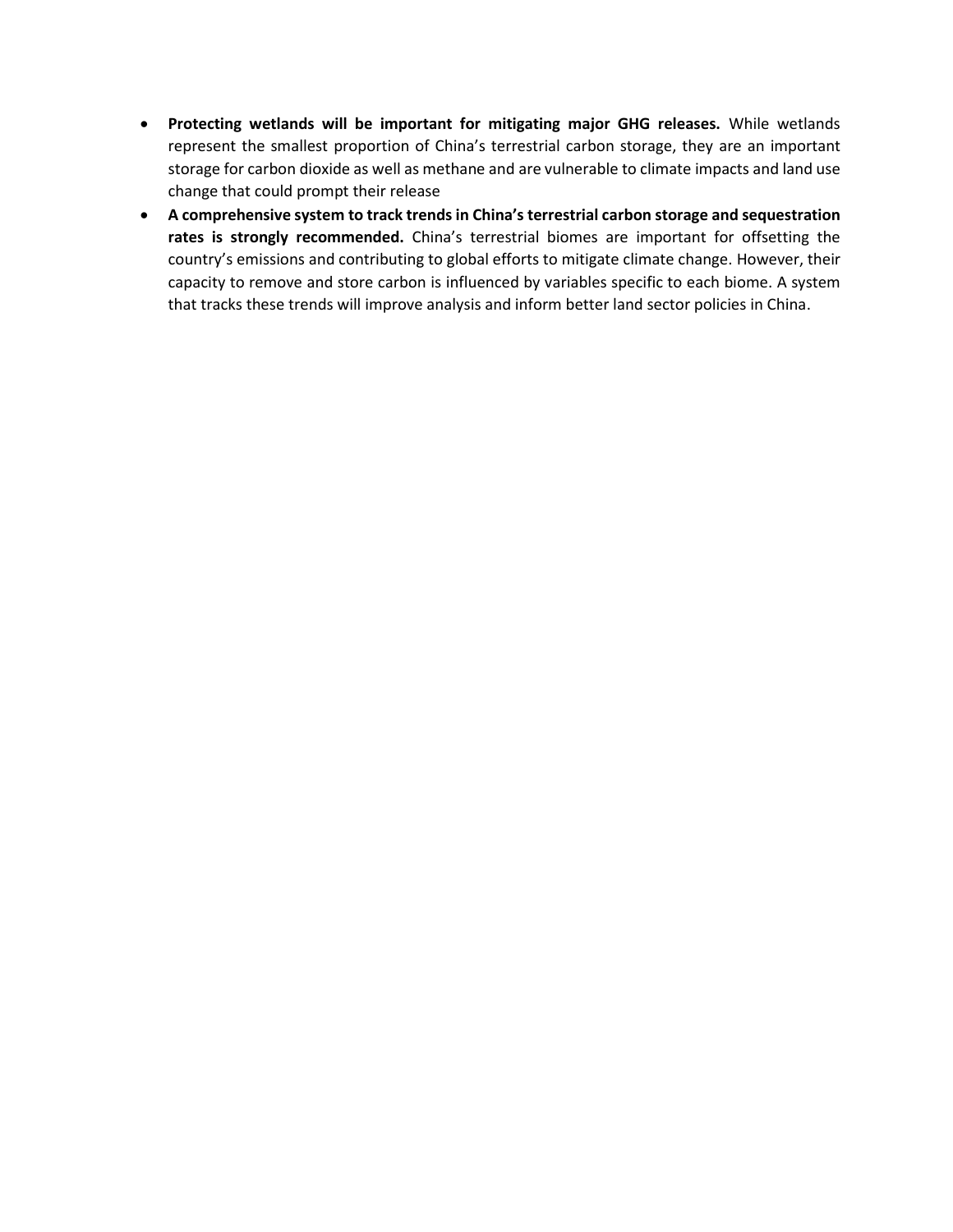- **Protecting wetlands will be important for mitigating major GHG releases.** While wetlands represent the smallest proportion of China's terrestrial carbon storage, they are an important storage for carbon dioxide as well as methane and are vulnerable to climate impacts and land use change that could prompt their release
- **A comprehensive system to track trends in China's terrestrial carbon storage and sequestration rates is strongly recommended.** China's terrestrial biomes are important for offsetting the country's emissions and contributing to global efforts to mitigate climate change. However, their capacity to remove and store carbon is influenced by variables specific to each biome. A system that tracks these trends will improve analysis and inform better land sector policies in China.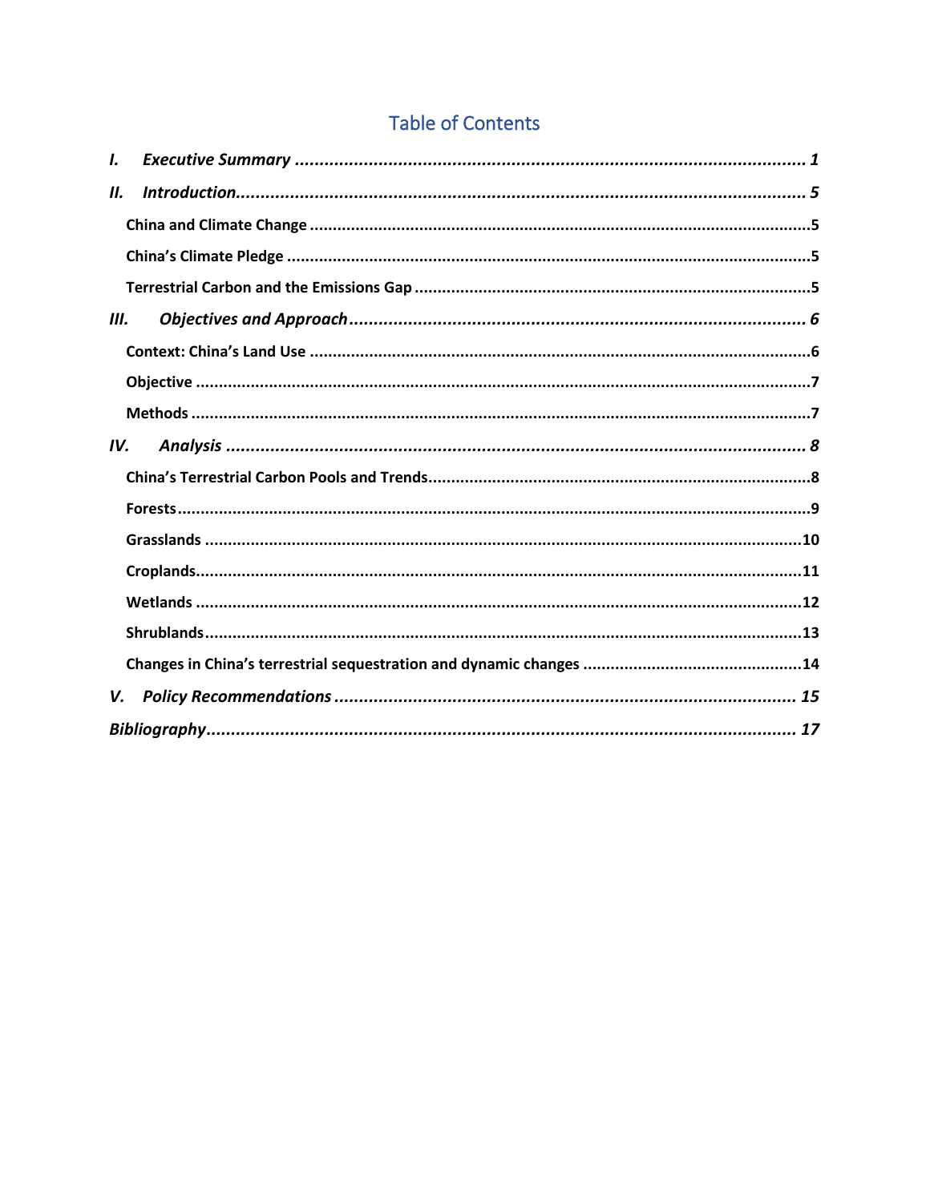# Table of Contents

*I. Executive Summary* ........................................................................................................ *1*

*II. Introduction* .................................................................................................................. *5*

**China and Climate Change** ..............................................................................................5

**China's Climate Pledge** ...................................................................................................5

**Terrestrial Carbon and the Emissions Gap** .......................................................................5

*III. Objectives and Approach* ............................................................................................. *6*

**Context: China's Land Use** ..............................................................................................6

**Objective** ........................................................................................................................7

**Methods** .........................................................................................................................7

*IV. Analysis* ...................................................................................................................... *8*

**China's Terrestrial Carbon Pools and Trends** ....................................................................8

**Forests** ...........................................................................................................................9

**Grasslands** ....................................................................................................................10

**Croplands** .....................................................................................................................11

**Wetlands** ......................................................................................................................12

**Shrublands** ...................................................................................................................13

**Changes in China's terrestrial sequestration and dynamic changes** ..................................14

*V. Policy Recommendations* ............................................................................................. *15*

*Bibliography* ................................................................................................................... *17*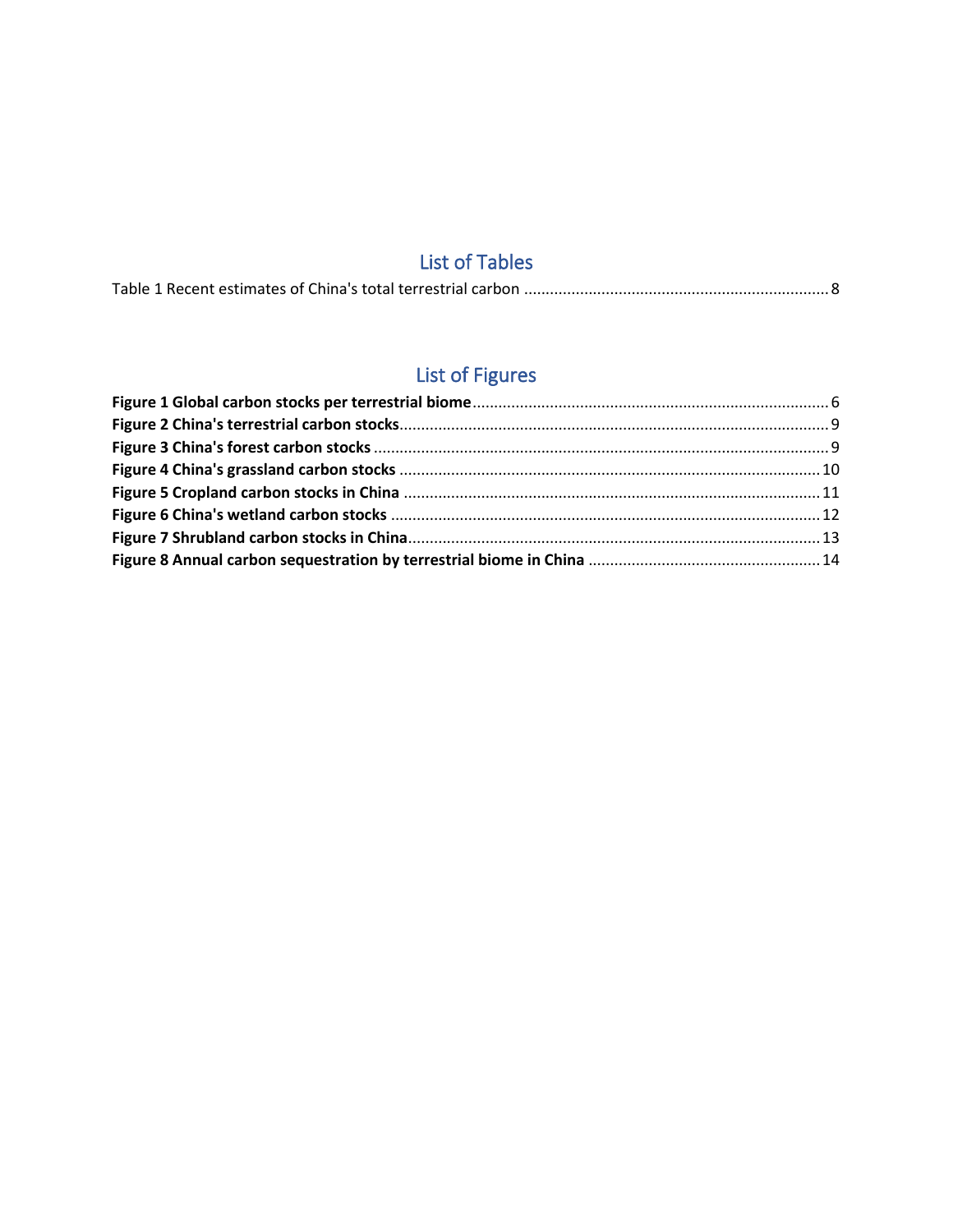## List of Tables

Table 1 Recent estimates of China's total terrestrial carbon ........................................ 8

## List of Figures

**Figure 1 Global carbon stocks per terrestrial biome** ........................................ 6
**Figure 2 China's terrestrial carbon stocks** ........................................ 9
**Figure 3 China's forest carbon stocks** ........................................ 9
**Figure 4 China's grassland carbon stocks** ........................................ 10
**Figure 5 Cropland carbon stocks in China** ........................................ 11
**Figure 6 China's wetland carbon stocks** ........................................ 12
**Figure 7 Shrubland carbon stocks in China** ........................................ 13
**Figure 8 Annual carbon sequestration by terrestrial biome in China** ........................................ 14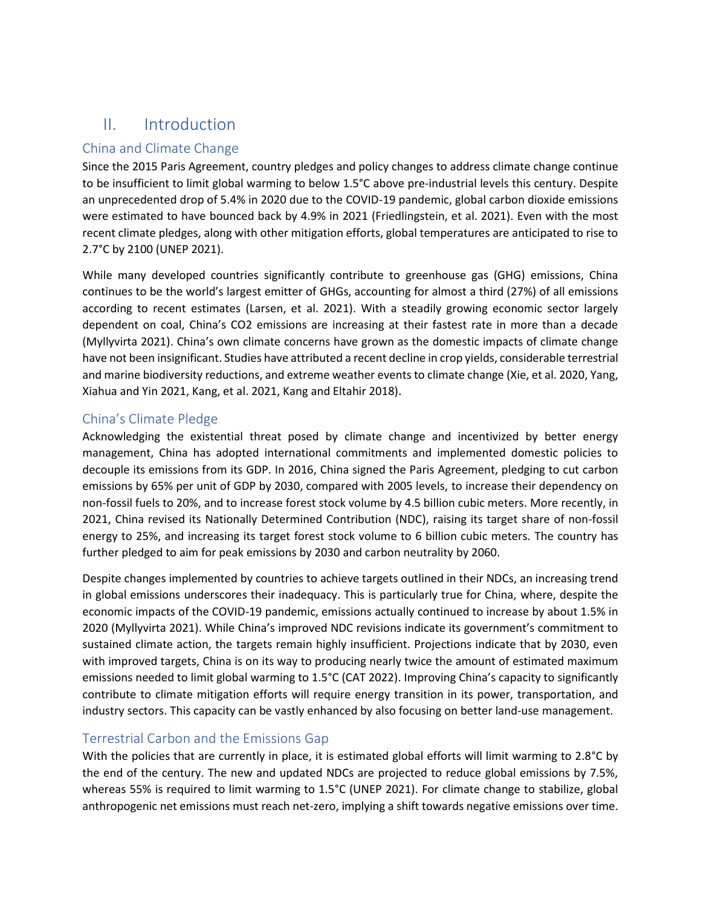# II. Introduction

## China and Climate Change

Since the 2015 Paris Agreement, country pledges and policy changes to address climate change continue to be insufficient to limit global warming to below 1.5°C above pre-industrial levels this century. Despite an unprecedented drop of 5.4% in 2020 due to the COVID-19 pandemic, global carbon dioxide emissions were estimated to have bounced back by 4.9% in 2021 (Friedlingstein, et al. 2021). Even with the most recent climate pledges, along with other mitigation efforts, global temperatures are anticipated to rise to 2.7°C by 2100 (UNEP 2021).

While many developed countries significantly contribute to greenhouse gas (GHG) emissions, China continues to be the world's largest emitter of GHGs, accounting for almost a third (27%) of all emissions according to recent estimates (Larsen, et al. 2021). With a steadily growing economic sector largely dependent on coal, China's CO2 emissions are increasing at their fastest rate in more than a decade (Myllyvirta 2021). China's own climate concerns have grown as the domestic impacts of climate change have not been insignificant. Studies have attributed a recent decline in crop yields, considerable terrestrial and marine biodiversity reductions, and extreme weather events to climate change (Xie, et al. 2020, Yang, Xiahua and Yin 2021, Kang, et al. 2021, Kang and Eltahir 2018).

## China's Climate Pledge

Acknowledging the existential threat posed by climate change and incentivized by better energy management, China has adopted international commitments and implemented domestic policies to decouple its emissions from its GDP. In 2016, China signed the Paris Agreement, pledging to cut carbon emissions by 65% per unit of GDP by 2030, compared with 2005 levels, to increase their dependency on non-fossil fuels to 20%, and to increase forest stock volume by 4.5 billion cubic meters. More recently, in 2021, China revised its Nationally Determined Contribution (NDC), raising its target share of non-fossil energy to 25%, and increasing its target forest stock volume to 6 billion cubic meters. The country has further pledged to aim for peak emissions by 2030 and carbon neutrality by 2060.

Despite changes implemented by countries to achieve targets outlined in their NDCs, an increasing trend in global emissions underscores their inadequacy. This is particularly true for China, where, despite the economic impacts of the COVID-19 pandemic, emissions actually continued to increase by about 1.5% in 2020 (Myllyvirta 2021). While China's improved NDC revisions indicate its government's commitment to sustained climate action, the targets remain highly insufficient. Projections indicate that by 2030, even with improved targets, China is on its way to producing nearly twice the amount of estimated maximum emissions needed to limit global warming to 1.5°C (CAT 2022). Improving China's capacity to significantly contribute to climate mitigation efforts will require energy transition in its power, transportation, and industry sectors. This capacity can be vastly enhanced by also focusing on better land-use management.

## Terrestrial Carbon and the Emissions Gap

With the policies that are currently in place, it is estimated global efforts will limit warming to 2.8°C by the end of the century. The new and updated NDCs are projected to reduce global emissions by 7.5%, whereas 55% is required to limit warming to 1.5°C (UNEP 2021). For climate change to stabilize, global anthropogenic net emissions must reach net-zero, implying a shift towards negative emissions over time.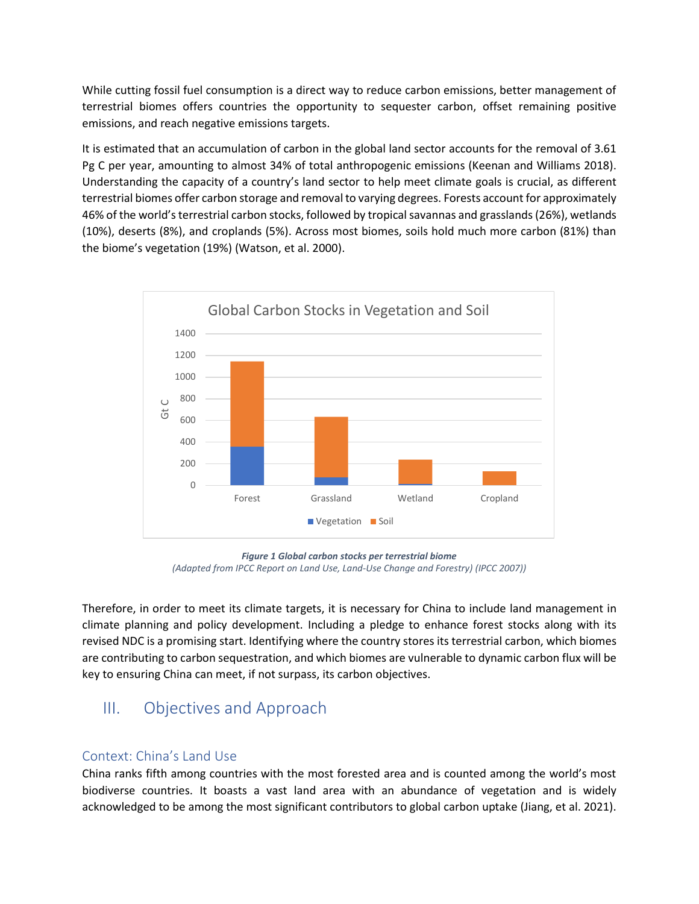While cutting fossil fuel consumption is a direct way to reduce carbon emissions, better management of terrestrial biomes offers countries the opportunity to sequester carbon, offset remaining positive emissions, and reach negative emissions targets.

It is estimated that an accumulation of carbon in the global land sector accounts for the removal of 3.61 Pg C per year, amounting to almost 34% of total anthropogenic emissions (Keenan and Williams 2018). Understanding the capacity of a country's land sector to help meet climate goals is crucial, as different terrestrial biomes offer carbon storage and removal to varying degrees. Forests account for approximately 46% of the world's terrestrial carbon stocks, followed by tropical savannas and grasslands (26%), wetlands (10%), deserts (8%), and croplands (5%). Across most biomes, soils hold much more carbon (81%) than the biome's vegetation (19%) (Watson, et al. 2000).

Global Carbon Stocks in Vegetation and Soil

Gt C

1400
1200
1000
800
600
400
200
0

Forest
Grassland
Wetland
Cropland

Vegetation
Soil

***Figure 1 Global carbon stocks per terrestrial biome***
*(Adapted from IPCC Report on Land Use, Land-Use Change and Forestry) (IPCC 2007))*

Therefore, in order to meet its climate targets, it is necessary for China to include land management in climate planning and policy development. Including a pledge to enhance forest stocks along with its revised NDC is a promising start. Identifying where the country stores its terrestrial carbon, which biomes are contributing to carbon sequestration, and which biomes are vulnerable to dynamic carbon flux will be key to ensuring China can meet, if not surpass, its carbon objectives.

# III. Objectives and Approach

## Context: China's Land Use

China ranks fifth among countries with the most forested area and is counted among the world's most biodiverse countries. It boasts a vast land area with an abundance of vegetation and is widely acknowledged to be among the most significant contributors to global carbon uptake (Jiang, et al. 2021).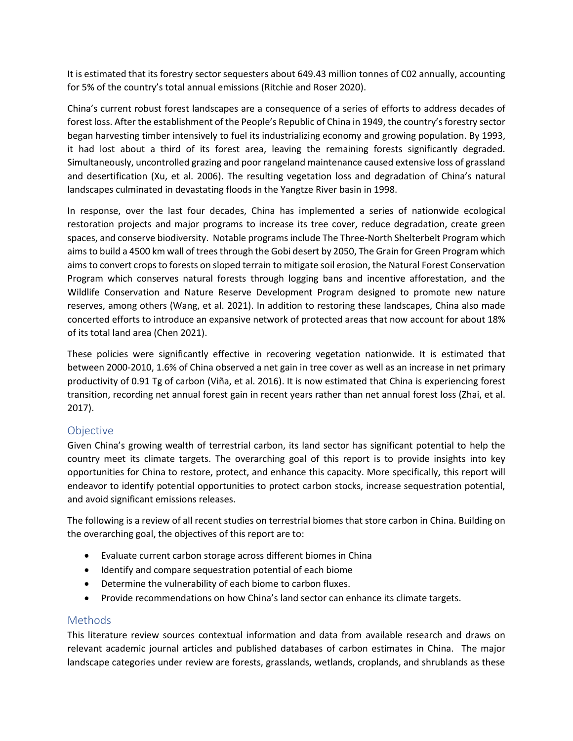It is estimated that its forestry sector sequesters about 649.43 million tonnes of C02 annually, accounting for 5% of the country's total annual emissions (Ritchie and Roser 2020).

China's current robust forest landscapes are a consequence of a series of efforts to address decades of forest loss. After the establishment of the People's Republic of China in 1949, the country's forestry sector began harvesting timber intensively to fuel its industrializing economy and growing population. By 1993, it had lost about a third of its forest area, leaving the remaining forests significantly degraded. Simultaneously, uncontrolled grazing and poor rangeland maintenance caused extensive loss of grassland and desertification (Xu, et al. 2006). The resulting vegetation loss and degradation of China's natural landscapes culminated in devastating floods in the Yangtze River basin in 1998.

In response, over the last four decades, China has implemented a series of nationwide ecological restoration projects and major programs to increase its tree cover, reduce degradation, create green spaces, and conserve biodiversity. Notable programs include The Three-North Shelterbelt Program which aims to build a 4500 km wall of trees through the Gobi desert by 2050, The Grain for Green Program which aims to convert crops to forests on sloped terrain to mitigate soil erosion, the Natural Forest Conservation Program which conserves natural forests through logging bans and incentive afforestation, and the Wildlife Conservation and Nature Reserve Development Program designed to promote new nature reserves, among others (Wang, et al. 2021). In addition to restoring these landscapes, China also made concerted efforts to introduce an expansive network of protected areas that now account for about 18% of its total land area (Chen 2021).

These policies were significantly effective in recovering vegetation nationwide. It is estimated that between 2000-2010, 1.6% of China observed a net gain in tree cover as well as an increase in net primary productivity of 0.91 Tg of carbon (Viña, et al. 2016). It is now estimated that China is experiencing forest transition, recording net annual forest gain in recent years rather than net annual forest loss (Zhai, et al. 2017).

## Objective

Given China's growing wealth of terrestrial carbon, its land sector has significant potential to help the country meet its climate targets. The overarching goal of this report is to provide insights into key opportunities for China to restore, protect, and enhance this capacity. More specifically, this report will endeavor to identify potential opportunities to protect carbon stocks, increase sequestration potential, and avoid significant emissions releases.

The following is a review of all recent studies on terrestrial biomes that store carbon in China. Building on the overarching goal, the objectives of this report are to:

- Evaluate current carbon storage across different biomes in China
- Identify and compare sequestration potential of each biome
- Determine the vulnerability of each biome to carbon fluxes.
- Provide recommendations on how China's land sector can enhance its climate targets.

## Methods

This literature review sources contextual information and data from available research and draws on relevant academic journal articles and published databases of carbon estimates in China. The major landscape categories under review are forests, grasslands, wetlands, croplands, and shrublands as these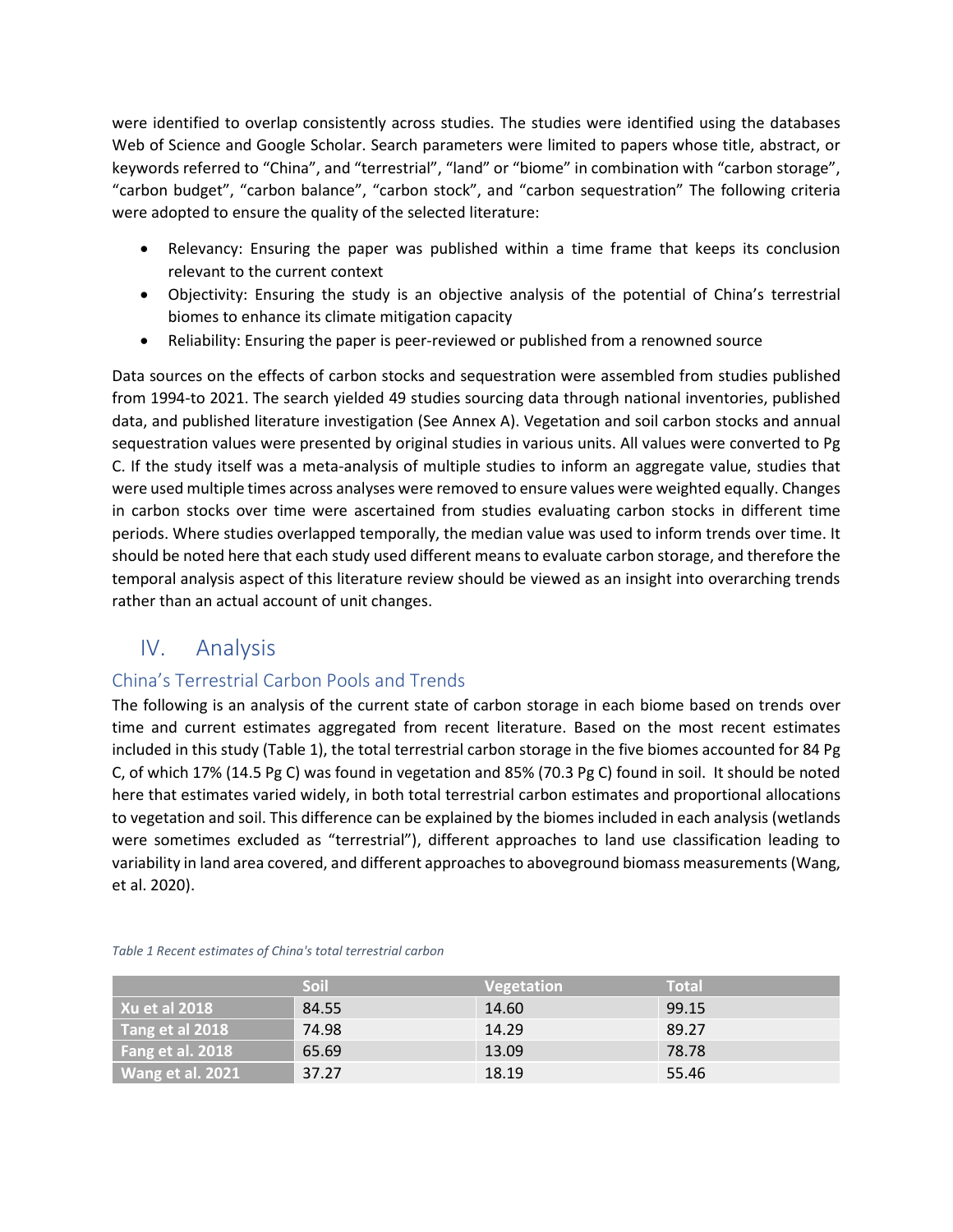were identified to overlap consistently across studies. The studies were identified using the databases Web of Science and Google Scholar. Search parameters were limited to papers whose title, abstract, or keywords referred to "China", and "terrestrial", "land" or "biome" in combination with "carbon storage", "carbon budget", "carbon balance", "carbon stock", and "carbon sequestration" The following criteria were adopted to ensure the quality of the selected literature:

- Relevancy: Ensuring the paper was published within a time frame that keeps its conclusion relevant to the current context
- Objectivity: Ensuring the study is an objective analysis of the potential of China's terrestrial biomes to enhance its climate mitigation capacity
- Reliability: Ensuring the paper is peer-reviewed or published from a renowned source

Data sources on the effects of carbon stocks and sequestration were assembled from studies published from 1994-to 2021. The search yielded 49 studies sourcing data through national inventories, published data, and published literature investigation (See Annex A). Vegetation and soil carbon stocks and annual sequestration values were presented by original studies in various units. All values were converted to Pg C. If the study itself was a meta-analysis of multiple studies to inform an aggregate value, studies that were used multiple times across analyses were removed to ensure values were weighted equally. Changes in carbon stocks over time were ascertained from studies evaluating carbon stocks in different time periods. Where studies overlapped temporally, the median value was used to inform trends over time. It should be noted here that each study used different means to evaluate carbon storage, and therefore the temporal analysis aspect of this literature review should be viewed as an insight into overarching trends rather than an actual account of unit changes.

# IV. Analysis

## China's Terrestrial Carbon Pools and Trends

The following is an analysis of the current state of carbon storage in each biome based on trends over time and current estimates aggregated from recent literature. Based on the most recent estimates included in this study (Table 1), the total terrestrial carbon storage in the five biomes accounted for 84 Pg C, of which 17% (14.5 Pg C) was found in vegetation and 85% (70.3 Pg C) found in soil. It should be noted here that estimates varied widely, in both total terrestrial carbon estimates and proportional allocations to vegetation and soil. This difference can be explained by the biomes included in each analysis (wetlands were sometimes excluded as "terrestrial"), different approaches to land use classification leading to variability in land area covered, and different approaches to aboveground biomass measurements (Wang, et al. 2020).

*Table 1 Recent estimates of China's total terrestrial carbon*

| | Soil | Vegetation | Total |
|---|---|---|---|
| **Xu et al 2018** | 84.55 | 14.60 | 99.15 |
| **Tang et al 2018** | 74.98 | 14.29 | 89.27 |
| **Fang et al. 2018** | 65.69 | 13.09 | 78.78 |
| **Wang et al. 2021** | 37.27 | 18.19 | 55.46 |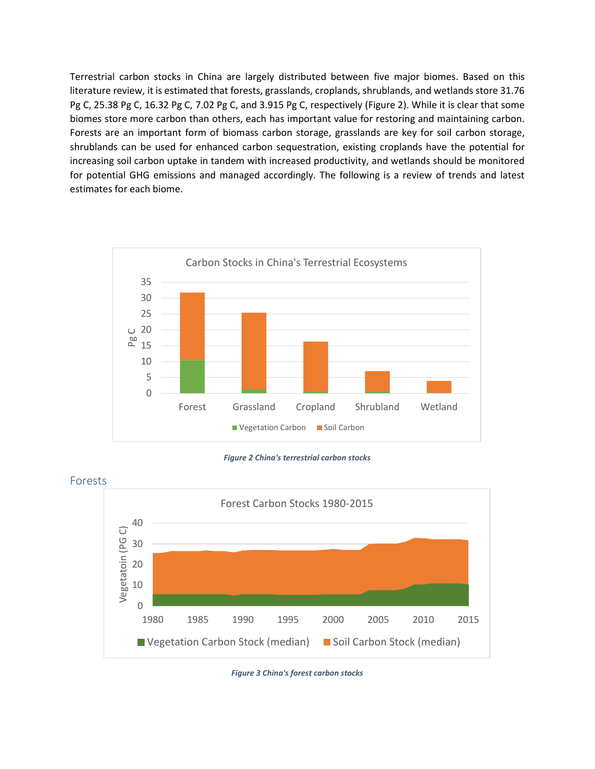Terrestrial carbon stocks in China are largely distributed between five major biomes. Based on this literature review, it is estimated that forests, grasslands, croplands, shrublands, and wetlands store 31.76 Pg C, 25.38 Pg C, 16.32 Pg C, 7.02 Pg C, and 3.915 Pg C, respectively (Figure 2). While it is clear that some biomes store more carbon than others, each has important value for restoring and maintaining carbon. Forests are an important form of biomass carbon storage, grasslands are key for soil carbon storage, shrublands can be used for enhanced carbon sequestration, existing croplands have the potential for increasing soil carbon uptake in tandem with increased productivity, and wetlands should be monitored for potential GHG emissions and managed accordingly. The following is a review of trends and latest estimates for each biome.

Carbon Stocks in China's Terrestrial Ecosystems

Pg C

35
30
25
20
15
10
5
0

Forest
Grassland
Cropland
Shrubland
Wetland

Vegetation Carbon
Soil Carbon

*Figure 2 China's terrestrial carbon stocks*

## Forests

Forest Carbon Stocks 1980-2015

Vegetatoin (PG C)

40
30
20
10
0

1980
1985
1990
1995
2000
2005
2010
2015

Vegetation Carbon Stock (median)
Soil Carbon Stock (median)

*Figure 3 China's forest carbon stocks*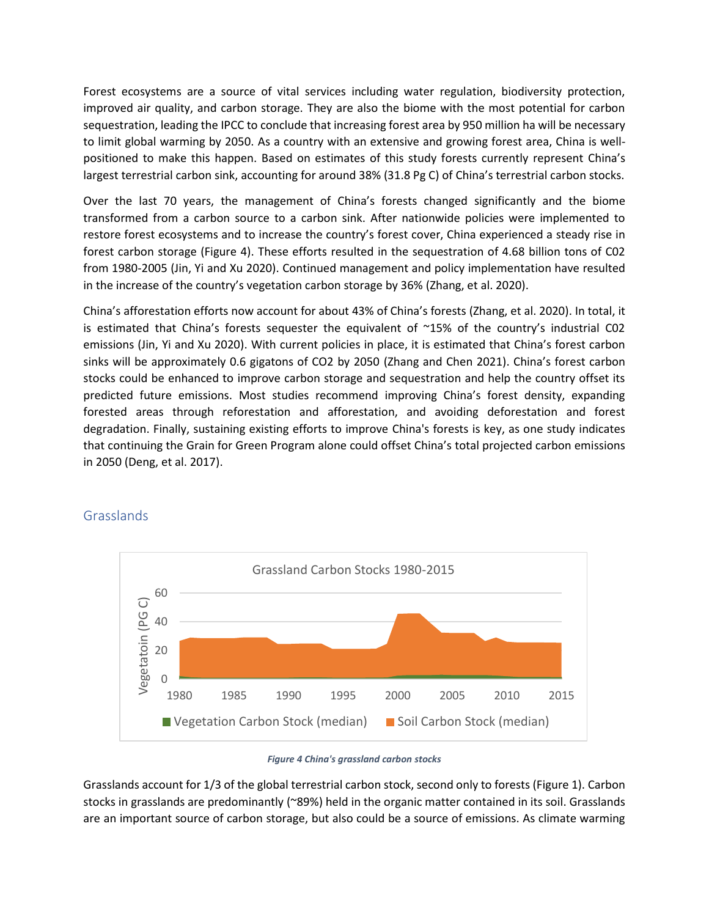Forest ecosystems are a source of vital services including water regulation, biodiversity protection, improved air quality, and carbon storage. They are also the biome with the most potential for carbon sequestration, leading the IPCC to conclude that increasing forest area by 950 million ha will be necessary to limit global warming by 2050. As a country with an extensive and growing forest area, China is well-positioned to make this happen. Based on estimates of this study forests currently represent China's largest terrestrial carbon sink, accounting for around 38% (31.8 Pg C) of China's terrestrial carbon stocks.

Over the last 70 years, the management of China's forests changed significantly and the biome transformed from a carbon source to a carbon sink. After nationwide policies were implemented to restore forest ecosystems and to increase the country's forest cover, China experienced a steady rise in forest carbon storage (Figure 4). These efforts resulted in the sequestration of 4.68 billion tons of C02 from 1980-2005 (Jin, Yi and Xu 2020). Continued management and policy implementation have resulted in the increase of the country's vegetation carbon storage by 36% (Zhang, et al. 2020).

China's afforestation efforts now account for about 43% of China's forests (Zhang, et al. 2020). In total, it is estimated that China's forests sequester the equivalent of ~15% of the country's industrial C02 emissions (Jin, Yi and Xu 2020). With current policies in place, it is estimated that China's forest carbon sinks will be approximately 0.6 gigatons of $CO_2$ by 2050 (Zhang and Chen 2021). China's forest carbon stocks could be enhanced to improve carbon storage and sequestration and help the country offset its predicted future emissions. Most studies recommend improving China's forest density, expanding forested areas through reforestation and afforestation, and avoiding deforestation and forest degradation. Finally, sustaining existing efforts to improve China's forests is key, as one study indicates that continuing the Grain for Green Program alone could offset China's total projected carbon emissions in 2050 (Deng, et al. 2017).

## Grasslands

Grassland Carbon Stocks 1980-2015

Vegetatoin (PG C)

60
40
20
0

1980 1985 1990 1995 2000 2005 2010 2015

Vegetation Carbon Stock (median) Soil Carbon Stock (median)

*Figure 4 China's grassland carbon stocks*

Grasslands account for 1/3 of the global terrestrial carbon stock, second only to forests (Figure 1). Carbon stocks in grasslands are predominantly (~89%) held in the organic matter contained in its soil. Grasslands are an important source of carbon storage, but also could be a source of emissions. As climate warming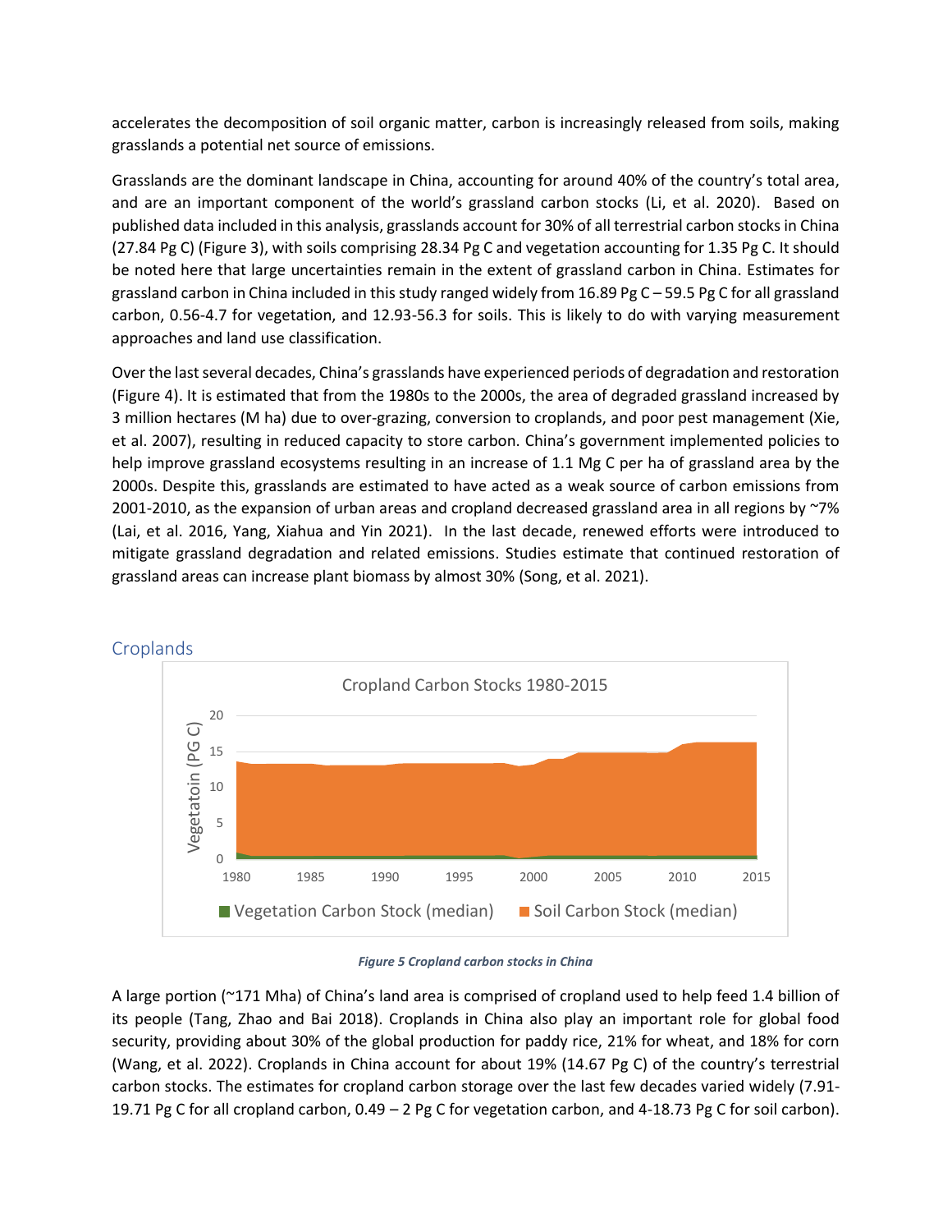accelerates the decomposition of soil organic matter, carbon is increasingly released from soils, making grasslands a potential net source of emissions.

Grasslands are the dominant landscape in China, accounting for around 40% of the country's total area, and are an important component of the world's grassland carbon stocks (Li, et al. 2020). Based on published data included in this analysis, grasslands account for 30% of all terrestrial carbon stocks in China (27.84 Pg C) (Figure 3), with soils comprising 28.34 Pg C and vegetation accounting for 1.35 Pg C. It should be noted here that large uncertainties remain in the extent of grassland carbon in China. Estimates for grassland carbon in China included in this study ranged widely from 16.89 Pg C – 59.5 Pg C for all grassland carbon, 0.56-4.7 for vegetation, and 12.93-56.3 for soils. This is likely to do with varying measurement approaches and land use classification.

Over the last several decades, China's grasslands have experienced periods of degradation and restoration (Figure 4). It is estimated that from the 1980s to the 2000s, the area of degraded grassland increased by 3 million hectares (M ha) due to over-grazing, conversion to croplands, and poor pest management (Xie, et al. 2007), resulting in reduced capacity to store carbon. China's government implemented policies to help improve grassland ecosystems resulting in an increase of 1.1 Mg C per ha of grassland area by the 2000s. Despite this, grasslands are estimated to have acted as a weak source of carbon emissions from 2001-2010, as the expansion of urban areas and cropland decreased grassland area in all regions by ~7% (Lai, et al. 2016, Yang, Xiahua and Yin 2021). In the last decade, renewed efforts were introduced to mitigate grassland degradation and related emissions. Studies estimate that continued restoration of grassland areas can increase plant biomass by almost 30% (Song, et al. 2021).

## Croplands

Cropland Carbon Stocks 1980-2015

Vegetatoin (PG C)

20
15
10
5
0

1980 1985 1990 1995 2000 2005 2010 2015

Vegetation Carbon Stock (median)   Soil Carbon Stock (median)

*Figure 5 Cropland carbon stocks in China*

A large portion (~171 Mha) of China's land area is comprised of cropland used to help feed 1.4 billion of its people (Tang, Zhao and Bai 2018). Croplands in China also play an important role for global food security, providing about 30% of the global production for paddy rice, 21% for wheat, and 18% for corn (Wang, et al. 2022). Croplands in China account for about 19% (14.67 Pg C) of the country's terrestrial carbon stocks. The estimates for cropland carbon storage over the last few decades varied widely (7.91-19.71 Pg C for all cropland carbon, 0.49 – 2 Pg C for vegetation carbon, and 4-18.73 Pg C for soil carbon).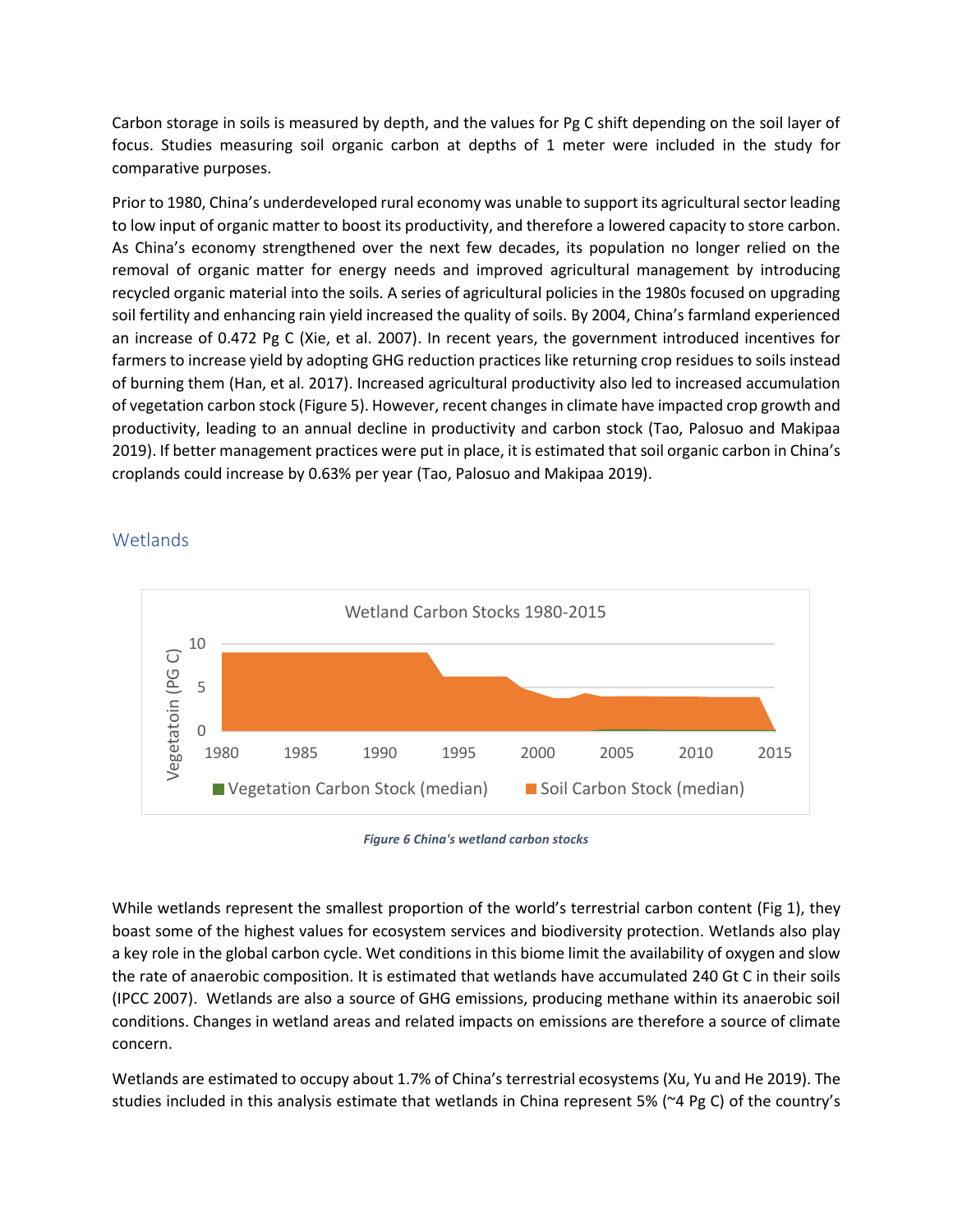Carbon storage in soils is measured by depth, and the values for Pg C shift depending on the soil layer of focus. Studies measuring soil organic carbon at depths of 1 meter were included in the study for comparative purposes.

Prior to 1980, China's underdeveloped rural economy was unable to support its agricultural sector leading to low input of organic matter to boost its productivity, and therefore a lowered capacity to store carbon. As China's economy strengthened over the next few decades, its population no longer relied on the removal of organic matter for energy needs and improved agricultural management by introducing recycled organic material into the soils. A series of agricultural policies in the 1980s focused on upgrading soil fertility and enhancing rain yield increased the quality of soils. By 2004, China's farmland experienced an increase of 0.472 Pg C (Xie, et al. 2007). In recent years, the government introduced incentives for farmers to increase yield by adopting GHG reduction practices like returning crop residues to soils instead of burning them (Han, et al. 2017). Increased agricultural productivity also led to increased accumulation of vegetation carbon stock (Figure 5). However, recent changes in climate have impacted crop growth and productivity, leading to an annual decline in productivity and carbon stock (Tao, Palosuo and Makipaa 2019). If better management practices were put in place, it is estimated that soil organic carbon in China's croplands could increase by 0.63% per year (Tao, Palosuo and Makipaa 2019).

## Wetlands

*Figure 6 China's wetland carbon stocks*

While wetlands represent the smallest proportion of the world's terrestrial carbon content (Fig 1), they boast some of the highest values for ecosystem services and biodiversity protection. Wetlands also play a key role in the global carbon cycle. Wet conditions in this biome limit the availability of oxygen and slow the rate of anaerobic composition. It is estimated that wetlands have accumulated 240 Gt C in their soils (IPCC 2007). Wetlands are also a source of GHG emissions, producing methane within its anaerobic soil conditions. Changes in wetland areas and related impacts on emissions are therefore a source of climate concern.

Wetlands are estimated to occupy about 1.7% of China's terrestrial ecosystems (Xu, Yu and He 2019). The studies included in this analysis estimate that wetlands in China represent 5% (~4 Pg C) of the country's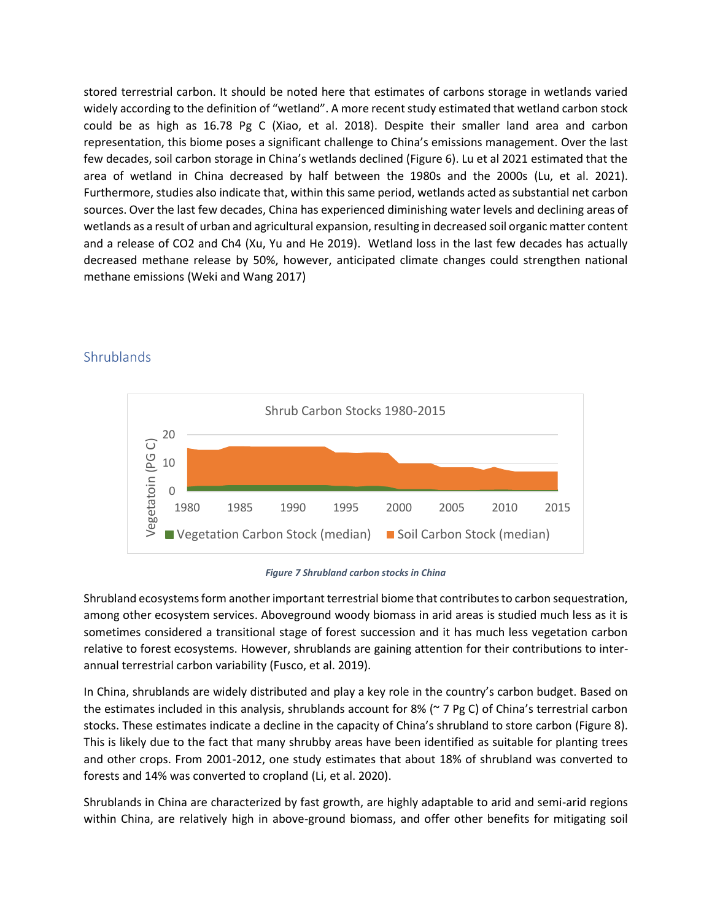stored terrestrial carbon. It should be noted here that estimates of carbons storage in wetlands varied widely according to the definition of "wetland". A more recent study estimated that wetland carbon stock could be as high as 16.78 Pg C (Xiao, et al. 2018). Despite their smaller land area and carbon representation, this biome poses a significant challenge to China's emissions management. Over the last few decades, soil carbon storage in China's wetlands declined (Figure 6). Lu et al 2021 estimated that the area of wetland in China decreased by half between the 1980s and the 2000s (Lu, et al. 2021). Furthermore, studies also indicate that, within this same period, wetlands acted as substantial net carbon sources. Over the last few decades, China has experienced diminishing water levels and declining areas of wetlands as a result of urban and agricultural expansion, resulting in decreased soil organic matter content and a release of $CO_2$ and $Ch_4$ (Xu, Yu and He 2019). Wetland loss in the last few decades has actually decreased methane release by 50%, however, anticipated climate changes could strengthen national methane emissions (Weki and Wang 2017)

## Shrublands

Shrub Carbon Stocks 1980-2015

Vegetatoin (PG C)

20
10
0

1980 1985 1990 1995 2000 2005 2010 2015

Vegetation Carbon Stock (median)   Soil Carbon Stock (median)

*Figure 7 Shrubland carbon stocks in China*

Shrubland ecosystems form another important terrestrial biome that contributes to carbon sequestration, among other ecosystem services. Aboveground woody biomass in arid areas is studied much less as it is sometimes considered a transitional stage of forest succession and it has much less vegetation carbon relative to forest ecosystems. However, shrublands are gaining attention for their contributions to inter-annual terrestrial carbon variability (Fusco, et al. 2019).

In China, shrublands are widely distributed and play a key role in the country's carbon budget. Based on the estimates included in this analysis, shrublands account for 8% (~ 7 Pg C) of China's terrestrial carbon stocks. These estimates indicate a decline in the capacity of China's shrubland to store carbon (Figure 8). This is likely due to the fact that many shrubby areas have been identified as suitable for planting trees and other crops. From 2001-2012, one study estimates that about 18% of shrubland was converted to forests and 14% was converted to cropland (Li, et al. 2020).

Shrublands in China are characterized by fast growth, are highly adaptable to arid and semi-arid regions within China, are relatively high in above-ground biomass, and offer other benefits for mitigating soil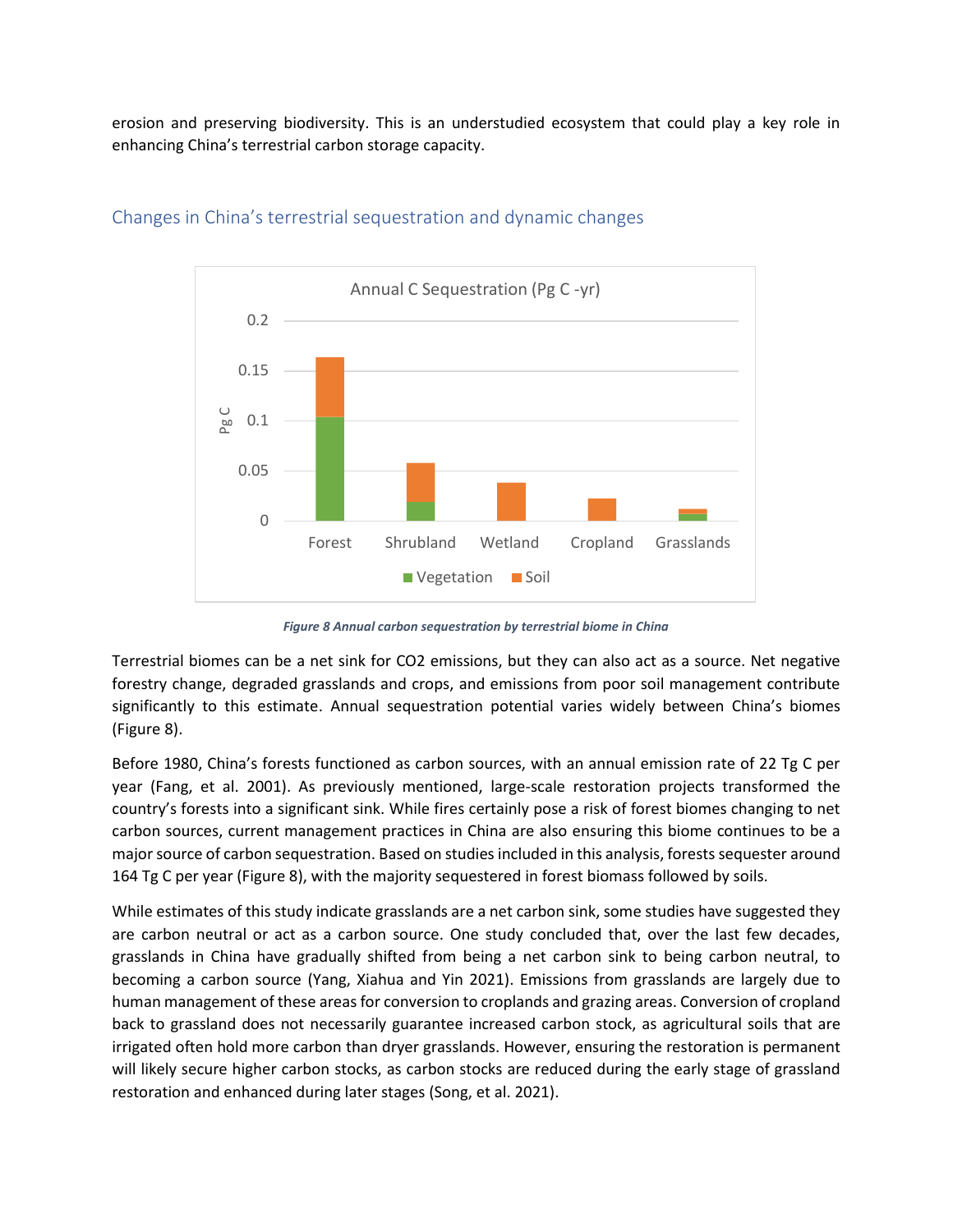erosion and preserving biodiversity. This is an understudied ecosystem that could play a key role in enhancing China's terrestrial carbon storage capacity.

## Changes in China's terrestrial sequestration and dynamic changes

Annual C Sequestration (Pg C -yr)

Pg C

0.2

0.15

0.1

0.05

0

Forest

Shrubland

Wetland

Cropland

Grasslands

Vegetation

Soil

***Figure 8 Annual carbon sequestration by terrestrial biome in China***

Terrestrial biomes can be a net sink for CO2 emissions, but they can also act as a source. Net negative forestry change, degraded grasslands and crops, and emissions from poor soil management contribute significantly to this estimate. Annual sequestration potential varies widely between China's biomes (Figure 8).

Before 1980, China's forests functioned as carbon sources, with an annual emission rate of 22 Tg C per year (Fang, et al. 2001). As previously mentioned, large-scale restoration projects transformed the country's forests into a significant sink. While fires certainly pose a risk of forest biomes changing to net carbon sources, current management practices in China are also ensuring this biome continues to be a major source of carbon sequestration. Based on studies included in this analysis, forests sequester around 164 Tg C per year (Figure 8), with the majority sequestered in forest biomass followed by soils.

While estimates of this study indicate grasslands are a net carbon sink, some studies have suggested they are carbon neutral or act as a carbon source. One study concluded that, over the last few decades, grasslands in China have gradually shifted from being a net carbon sink to being carbon neutral, to becoming a carbon source (Yang, Xiahua and Yin 2021). Emissions from grasslands are largely due to human management of these areas for conversion to croplands and grazing areas. Conversion of cropland back to grassland does not necessarily guarantee increased carbon stock, as agricultural soils that are irrigated often hold more carbon than dryer grasslands. However, ensuring the restoration is permanent will likely secure higher carbon stocks, as carbon stocks are reduced during the early stage of grassland restoration and enhanced during later stages (Song, et al. 2021).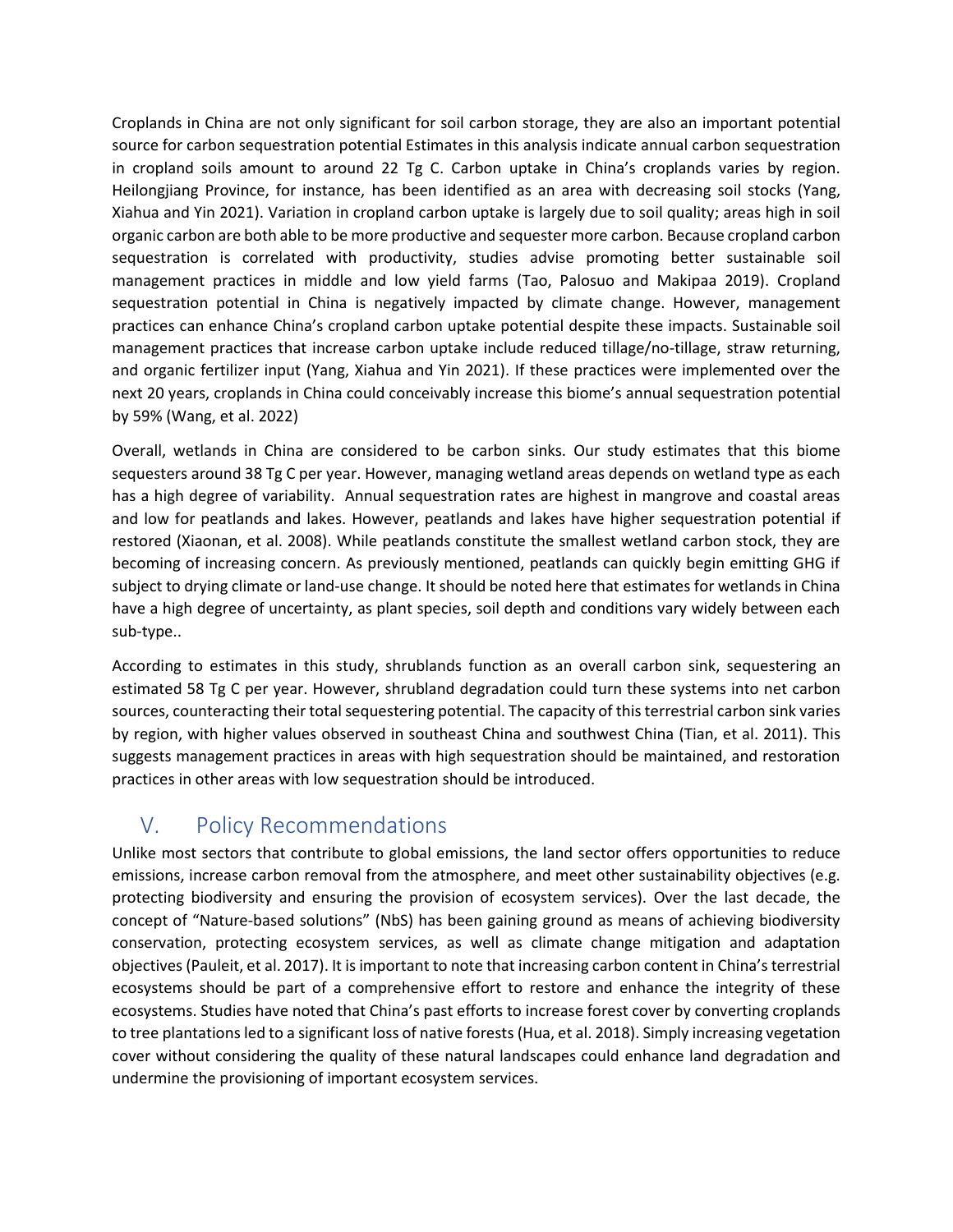Croplands in China are not only significant for soil carbon storage, they are also an important potential source for carbon sequestration potential Estimates in this analysis indicate annual carbon sequestration in cropland soils amount to around 22 Tg C. Carbon uptake in China's croplands varies by region. Heilongjiang Province, for instance, has been identified as an area with decreasing soil stocks (Yang, Xiahua and Yin 2021). Variation in cropland carbon uptake is largely due to soil quality; areas high in soil organic carbon are both able to be more productive and sequester more carbon. Because cropland carbon sequestration is correlated with productivity, studies advise promoting better sustainable soil management practices in middle and low yield farms (Tao, Palosuo and Makipaa 2019). Cropland sequestration potential in China is negatively impacted by climate change. However, management practices can enhance China's cropland carbon uptake potential despite these impacts. Sustainable soil management practices that increase carbon uptake include reduced tillage/no-tillage, straw returning, and organic fertilizer input (Yang, Xiahua and Yin 2021). If these practices were implemented over the next 20 years, croplands in China could conceivably increase this biome's annual sequestration potential by 59% (Wang, et al. 2022)

Overall, wetlands in China are considered to be carbon sinks. Our study estimates that this biome sequesters around 38 Tg C per year. However, managing wetland areas depends on wetland type as each has a high degree of variability. Annual sequestration rates are highest in mangrove and coastal areas and low for peatlands and lakes. However, peatlands and lakes have higher sequestration potential if restored (Xiaonan, et al. 2008). While peatlands constitute the smallest wetland carbon stock, they are becoming of increasing concern. As previously mentioned, peatlands can quickly begin emitting GHG if subject to drying climate or land-use change. It should be noted here that estimates for wetlands in China have a high degree of uncertainty, as plant species, soil depth and conditions vary widely between each sub-type..

According to estimates in this study, shrublands function as an overall carbon sink, sequestering an estimated 58 Tg C per year. However, shrubland degradation could turn these systems into net carbon sources, counteracting their total sequestering potential. The capacity of this terrestrial carbon sink varies by region, with higher values observed in southeast China and southwest China (Tian, et al. 2011). This suggests management practices in areas with high sequestration should be maintained, and restoration practices in other areas with low sequestration should be introduced.

## V. Policy Recommendations

Unlike most sectors that contribute to global emissions, the land sector offers opportunities to reduce emissions, increase carbon removal from the atmosphere, and meet other sustainability objectives (e.g. protecting biodiversity and ensuring the provision of ecosystem services). Over the last decade, the concept of "Nature-based solutions" (NbS) has been gaining ground as means of achieving biodiversity conservation, protecting ecosystem services, as well as climate change mitigation and adaptation objectives (Pauleit, et al. 2017). It is important to note that increasing carbon content in China's terrestrial ecosystems should be part of a comprehensive effort to restore and enhance the integrity of these ecosystems. Studies have noted that China's past efforts to increase forest cover by converting croplands to tree plantations led to a significant loss of native forests (Hua, et al. 2018). Simply increasing vegetation cover without considering the quality of these natural landscapes could enhance land degradation and undermine the provisioning of important ecosystem services.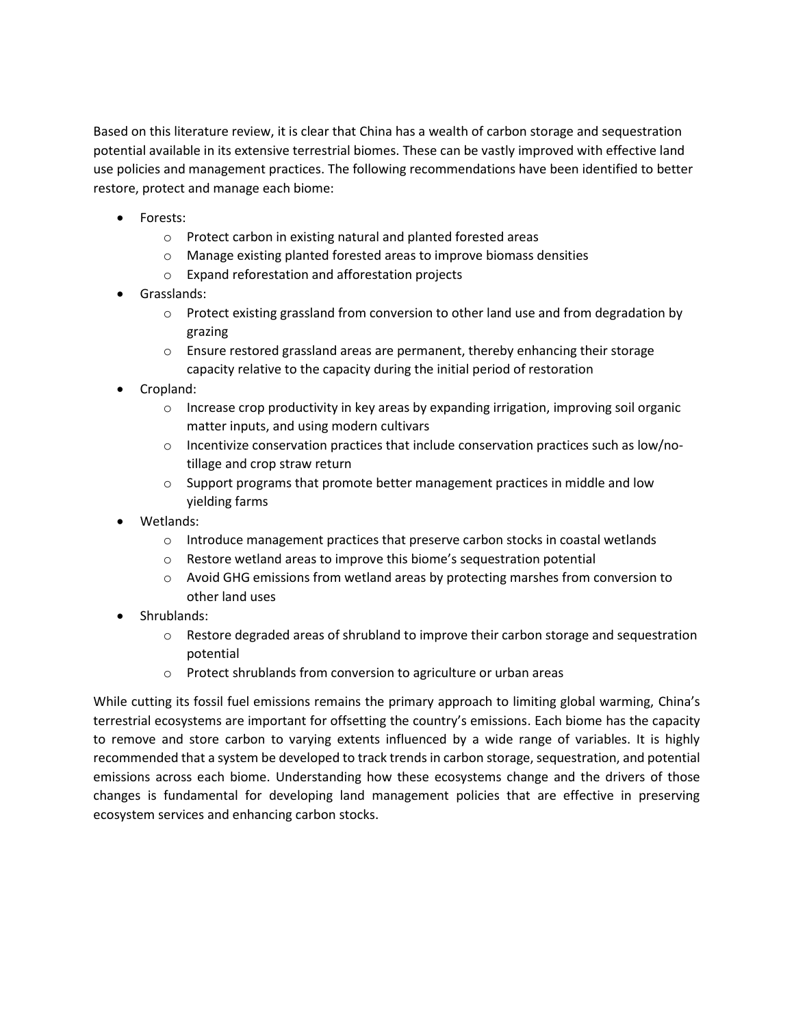Based on this literature review, it is clear that China has a wealth of carbon storage and sequestration potential available in its extensive terrestrial biomes. These can be vastly improved with effective land use policies and management practices. The following recommendations have been identified to better restore, protect and manage each biome:

- Forests:
  - Protect carbon in existing natural and planted forested areas
  - Manage existing planted forested areas to improve biomass densities
  - Expand reforestation and afforestation projects
- Grasslands:
  - Protect existing grassland from conversion to other land use and from degradation by grazing
  - Ensure restored grassland areas are permanent, thereby enhancing their storage capacity relative to the capacity during the initial period of restoration
- Cropland:
  - Increase crop productivity in key areas by expanding irrigation, improving soil organic matter inputs, and using modern cultivars
  - Incentivize conservation practices that include conservation practices such as low/no-tillage and crop straw return
  - Support programs that promote better management practices in middle and low yielding farms
- Wetlands:
  - Introduce management practices that preserve carbon stocks in coastal wetlands
  - Restore wetland areas to improve this biome's sequestration potential
  - Avoid GHG emissions from wetland areas by protecting marshes from conversion to other land uses
- Shrublands:
  - Restore degraded areas of shrubland to improve their carbon storage and sequestration potential
  - Protect shrublands from conversion to agriculture or urban areas

While cutting its fossil fuel emissions remains the primary approach to limiting global warming, China's terrestrial ecosystems are important for offsetting the country's emissions. Each biome has the capacity to remove and store carbon to varying extents influenced by a wide range of variables. It is highly recommended that a system be developed to track trends in carbon storage, sequestration, and potential emissions across each biome. Understanding how these ecosystems change and the drivers of those changes is fundamental for developing land management policies that are effective in preserving ecosystem services and enhancing carbon stocks.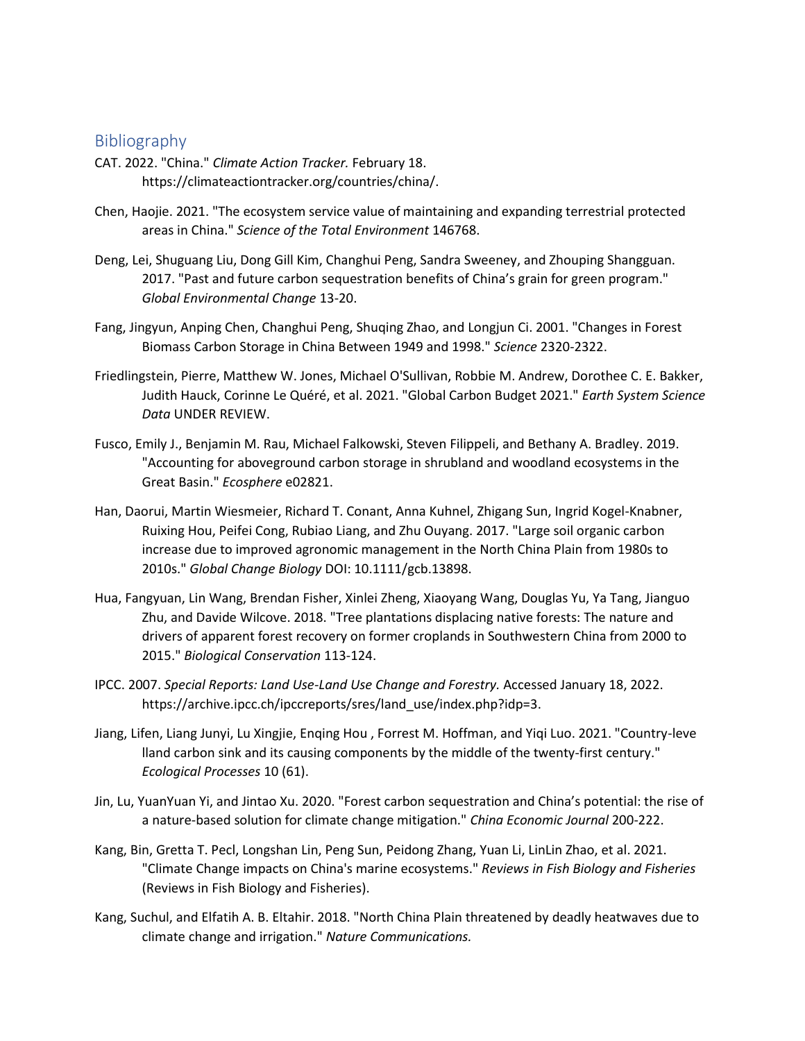## Bibliography

CAT. 2022. "China." *Climate Action Tracker.* February 18. https://climateactiontracker.org/countries/china/.

Chen, Haojie. 2021. "The ecosystem service value of maintaining and expanding terrestrial protected areas in China." *Science of the Total Environment* 146768.

Deng, Lei, Shuguang Liu, Dong Gill Kim, Changhui Peng, Sandra Sweeney, and Zhouping Shangguan. 2017. "Past and future carbon sequestration benefits of China's grain for green program." *Global Environmental Change* 13-20.

Fang, Jingyun, Anping Chen, Changhui Peng, Shuqing Zhao, and Longjun Ci. 2001. "Changes in Forest Biomass Carbon Storage in China Between 1949 and 1998." *Science* 2320-2322.

Friedlingstein, Pierre, Matthew W. Jones, Michael O'Sullivan, Robbie M. Andrew, Dorothee C. E. Bakker, Judith Hauck, Corinne Le Quéré, et al. 2021. "Global Carbon Budget 2021." *Earth System Science Data* UNDER REVIEW.

Fusco, Emily J., Benjamin M. Rau, Michael Falkowski, Steven Filippeli, and Bethany A. Bradley. 2019. "Accounting for aboveground carbon storage in shrubland and woodland ecosystems in the Great Basin." *Ecosphere* e02821.

Han, Daorui, Martin Wiesmeier, Richard T. Conant, Anna Kuhnel, Zhigang Sun, Ingrid Kogel-Knabner, Ruixing Hou, Peifei Cong, Rubiao Liang, and Zhu Ouyang. 2017. "Large soil organic carbon increase due to improved agronomic management in the North China Plain from 1980s to 2010s." *Global Change Biology* DOI: 10.1111/gcb.13898.

Hua, Fangyuan, Lin Wang, Brendan Fisher, Xinlei Zheng, Xiaoyang Wang, Douglas Yu, Ya Tang, Jianguo Zhu, and Davide Wilcove. 2018. "Tree plantations displacing native forests: The nature and drivers of apparent forest recovery on former croplands in Southwestern China from 2000 to 2015." *Biological Conservation* 113-124.

IPCC. 2007. *Special Reports: Land Use-Land Use Change and Forestry.* Accessed January 18, 2022. https://archive.ipcc.ch/ipccreports/sres/land_use/index.php?idp=3.

Jiang, Lifen, Liang Junyi, Lu Xingjie, Enqing Hou , Forrest M. Hoffman, and Yiqi Luo. 2021. "Country-leve lland carbon sink and its causing components by the middle of the twenty-first century." *Ecological Processes* 10 (61).

Jin, Lu, YuanYuan Yi, and Jintao Xu. 2020. "Forest carbon sequestration and China's potential: the rise of a nature-based solution for climate change mitigation." *China Economic Journal* 200-222.

Kang, Bin, Gretta T. Pecl, Longshan Lin, Peng Sun, Peidong Zhang, Yuan Li, LinLin Zhao, et al. 2021. "Climate Change impacts on China's marine ecosystems." *Reviews in Fish Biology and Fisheries* (Reviews in Fish Biology and Fisheries).

Kang, Suchul, and Elfatih A. B. Eltahir. 2018. "North China Plain threatened by deadly heatwaves due to climate change and irrigation." *Nature Communications.*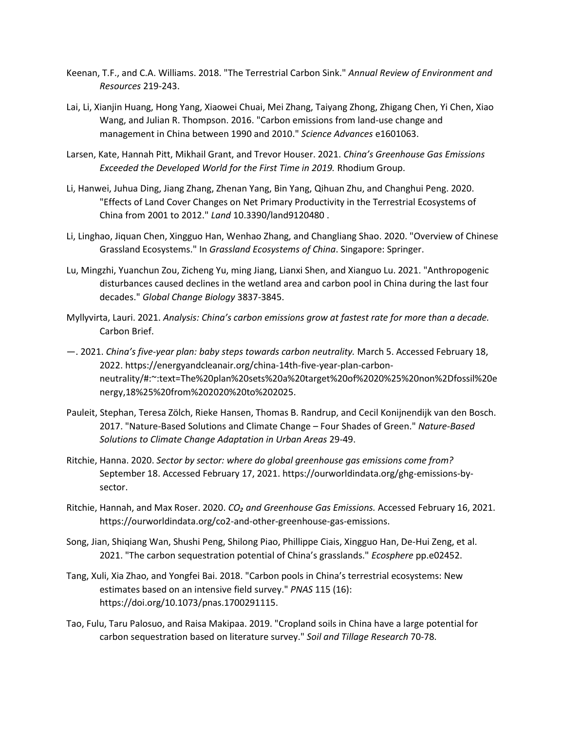Keenan, T.F., and C.A. Williams. 2018. "The Terrestrial Carbon Sink." *Annual Review of Environment and Resources* 219-243.

Lai, Li, Xianjin Huang, Hong Yang, Xiaowei Chuai, Mei Zhang, Taiyang Zhong, Zhigang Chen, Yi Chen, Xiao Wang, and Julian R. Thompson. 2016. "Carbon emissions from land-use change and management in China between 1990 and 2010." *Science Advances* e1601063.

Larsen, Kate, Hannah Pitt, Mikhail Grant, and Trevor Houser. 2021. *China's Greenhouse Gas Emissions Exceeded the Developed World for the First Time in 2019.* Rhodium Group.

Li, Hanwei, Juhua Ding, Jiang Zhang, Zhenan Yang, Bin Yang, Qihuan Zhu, and Changhui Peng. 2020. "Effects of Land Cover Changes on Net Primary Productivity in the Terrestrial Ecosystems of China from 2001 to 2012." *Land* 10.3390/land9120480 .

Li, Linghao, Jiquan Chen, Xingguo Han, Wenhao Zhang, and Changliang Shao. 2020. "Overview of Chinese Grassland Ecosystems." In *Grassland Ecosystems of China*. Singapore: Springer.

Lu, Mingzhi, Yuanchun Zou, Zicheng Yu, ming Jiang, Lianxi Shen, and Xianguo Lu. 2021. "Anthropogenic disturbances caused declines in the wetland area and carbon pool in China during the last four decades." *Global Change Biology* 3837-3845.

Myllyvirta, Lauri. 2021. *Analysis: China's carbon emissions grow at fastest rate for more than a decade.* Carbon Brief.

—. 2021. *China's five-year plan: baby steps towards carbon neutrality.* March 5. Accessed February 18, 2022. https://energyandcleanair.org/china-14th-five-year-plan-carbon-neutrality/#:~:text=The%20plan%20sets%20a%20target%20of%2020%25%20non%2Dfossil%20energy,18%25%20from%202020%20to%202025.

Pauleit, Stephan, Teresa Zölch, Rieke Hansen, Thomas B. Randrup, and Cecil Konijnendijk van den Bosch. 2017. "Nature-Based Solutions and Climate Change – Four Shades of Green." *Nature-Based Solutions to Climate Change Adaptation in Urban Areas* 29-49.

Ritchie, Hanna. 2020. *Sector by sector: where do global greenhouse gas emissions come from?* September 18. Accessed February 17, 2021. https://ourworldindata.org/ghg-emissions-by-sector.

Ritchie, Hannah, and Max Roser. 2020. *$CO_2$ and Greenhouse Gas Emissions.* Accessed February 16, 2021. https://ourworldindata.org/co2-and-other-greenhouse-gas-emissions.

Song, Jian, Shiqiang Wan, Shushi Peng, Shilong Piao, Phillippe Ciais, Xingguo Han, De-Hui Zeng, et al. 2021. "The carbon sequestration potential of China's grasslands." *Ecosphere* pp.e02452.

Tang, Xuli, Xia Zhao, and Yongfei Bai. 2018. "Carbon pools in China's terrestrial ecosystems: New estimates based on an intensive field survey." *PNAS* 115 (16): https://doi.org/10.1073/pnas.1700291115.

Tao, Fulu, Taru Palosuo, and Raisa Makipaa. 2019. "Cropland soils in China have a large potential for carbon sequestration based on literature survey." *Soil and Tillage Research* 70-78.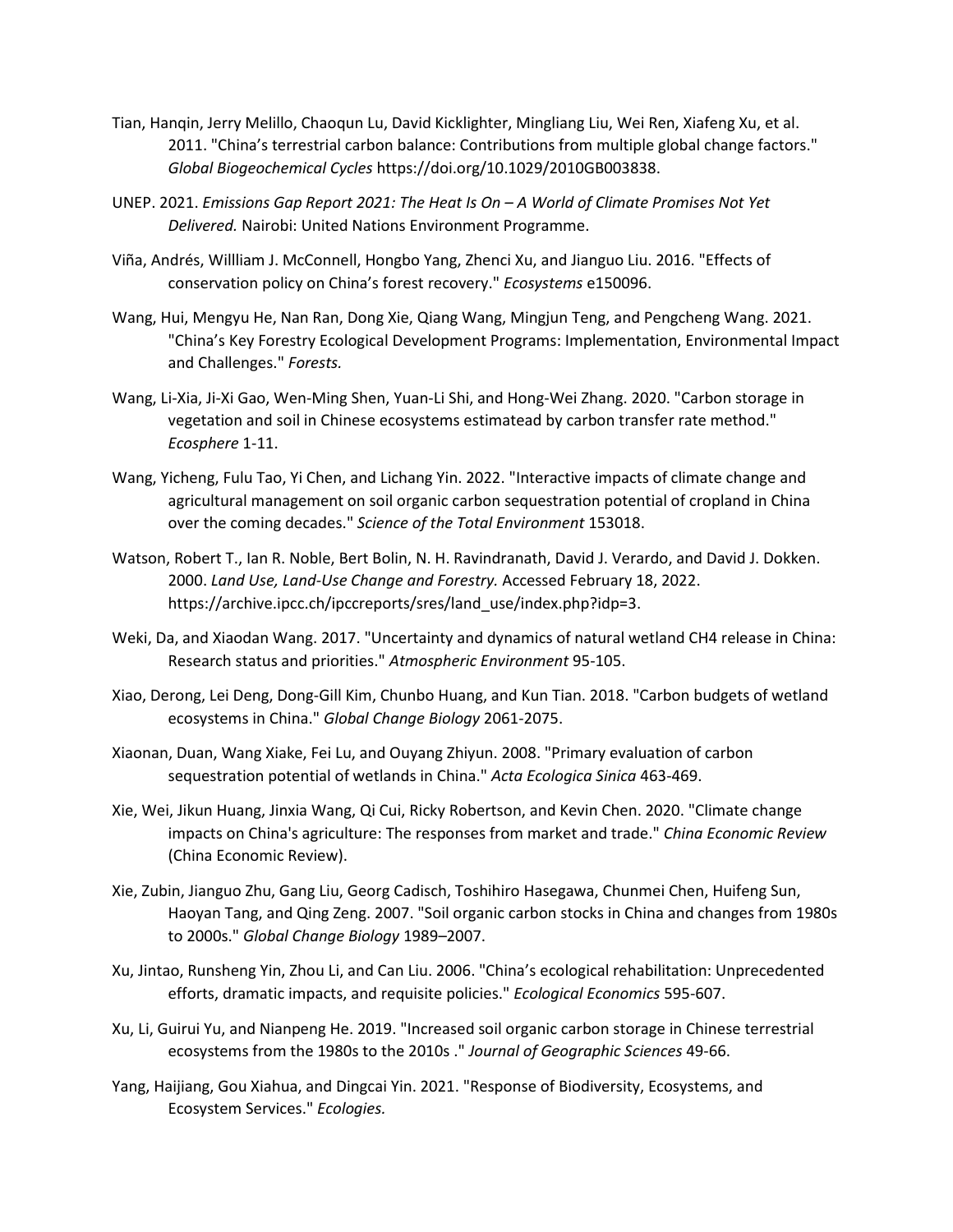Tian, Hanqin, Jerry Melillo, Chaoqun Lu, David Kicklighter, Mingliang Liu, Wei Ren, Xiafeng Xu, et al. 2011. "China's terrestrial carbon balance: Contributions from multiple global change factors." *Global Biogeochemical Cycles* https://doi.org/10.1029/2010GB003838.

UNEP. 2021. *Emissions Gap Report 2021: The Heat Is On – A World of Climate Promises Not Yet Delivered.* Nairobi: United Nations Environment Programme.

Viña, Andrés, Willliam J. McConnell, Hongbo Yang, Zhenci Xu, and Jianguo Liu. 2016. "Effects of conservation policy on China's forest recovery." *Ecosystems* e150096.

Wang, Hui, Mengyu He, Nan Ran, Dong Xie, Qiang Wang, Mingjun Teng, and Pengcheng Wang. 2021. "China's Key Forestry Ecological Development Programs: Implementation, Environmental Impact and Challenges." *Forests.*

Wang, Li-Xia, Ji-Xi Gao, Wen-Ming Shen, Yuan-Li Shi, and Hong-Wei Zhang. 2020. "Carbon storage in vegetation and soil in Chinese ecosystems estimatead by carbon transfer rate method." *Ecosphere* 1-11.

Wang, Yicheng, Fulu Tao, Yi Chen, and Lichang Yin. 2022. "Interactive impacts of climate change and agricultural management on soil organic carbon sequestration potential of cropland in China over the coming decades." *Science of the Total Environment* 153018.

Watson, Robert T., Ian R. Noble, Bert Bolin, N. H. Ravindranath, David J. Verardo, and David J. Dokken. 2000. *Land Use, Land-Use Change and Forestry.* Accessed February 18, 2022. https://archive.ipcc.ch/ipccreports/sres/land_use/index.php?idp=3.

Weki, Da, and Xiaodan Wang. 2017. "Uncertainty and dynamics of natural wetland CH4 release in China: Research status and priorities." *Atmospheric Environment* 95-105.

Xiao, Derong, Lei Deng, Dong-Gill Kim, Chunbo Huang, and Kun Tian. 2018. "Carbon budgets of wetland ecosystems in China." *Global Change Biology* 2061-2075.

Xiaonan, Duan, Wang Xiake, Fei Lu, and Ouyang Zhiyun. 2008. "Primary evaluation of carbon sequestration potential of wetlands in China." *Acta Ecologica Sinica* 463-469.

Xie, Wei, Jikun Huang, Jinxia Wang, Qi Cui, Ricky Robertson, and Kevin Chen. 2020. "Climate change impacts on China's agriculture: The responses from market and trade." *China Economic Review* (China Economic Review).

Xie, Zubin, Jianguo Zhu, Gang Liu, Georg Cadisch, Toshihiro Hasegawa, Chunmei Chen, Huifeng Sun, Haoyan Tang, and Qing Zeng. 2007. "Soil organic carbon stocks in China and changes from 1980s to 2000s." *Global Change Biology* 1989–2007.

Xu, Jintao, Runsheng Yin, Zhou Li, and Can Liu. 2006. "China's ecological rehabilitation: Unprecedented efforts, dramatic impacts, and requisite policies." *Ecological Economics* 595-607.

Xu, Li, Guirui Yu, and Nianpeng He. 2019. "Increased soil organic carbon storage in Chinese terrestrial ecosystems from the 1980s to the 2010s ." *Journal of Geographic Sciences* 49-66.

Yang, Haijiang, Gou Xiahua, and Dingcai Yin. 2021. "Response of Biodiversity, Ecosystems, and Ecosystem Services." *Ecologies.*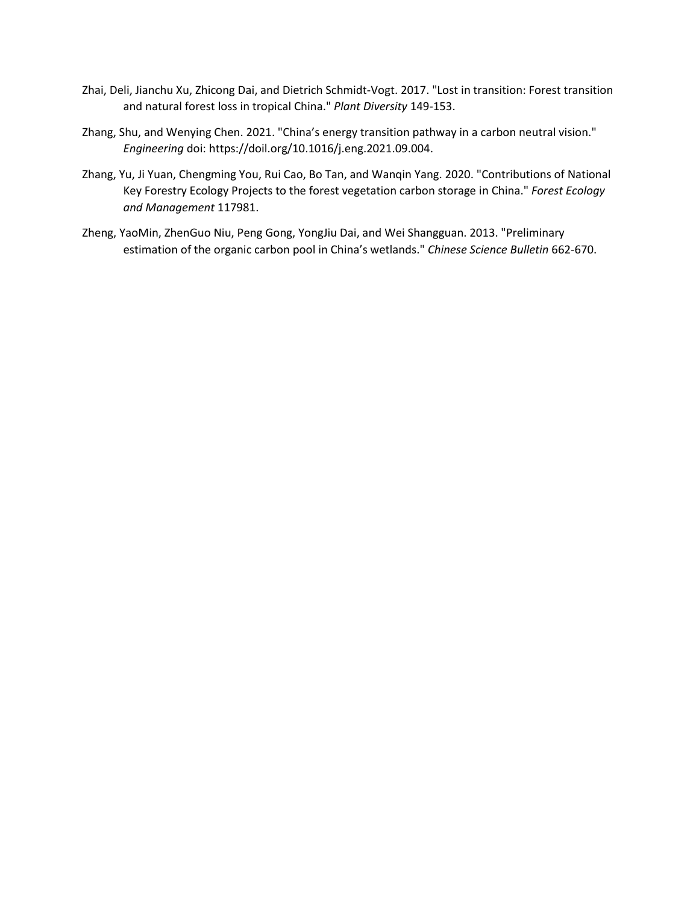Zhai, Deli, Jianchu Xu, Zhicong Dai, and Dietrich Schmidt-Vogt. 2017. "Lost in transition: Forest transition and natural forest loss in tropical China." *Plant Diversity* 149-153.

Zhang, Shu, and Wenying Chen. 2021. "China's energy transition pathway in a carbon neutral vision." *Engineering* doi: https://doil.org/10.1016/j.eng.2021.09.004.

Zhang, Yu, Ji Yuan, Chengming You, Rui Cao, Bo Tan, and Wanqin Yang. 2020. "Contributions of National Key Forestry Ecology Projects to the forest vegetation carbon storage in China." *Forest Ecology and Management* 117981.

Zheng, YaoMin, ZhenGuo Niu, Peng Gong, YongJiu Dai, and Wei Shangguan. 2013. "Preliminary estimation of the organic carbon pool in China's wetlands." *Chinese Science Bulletin* 662-670.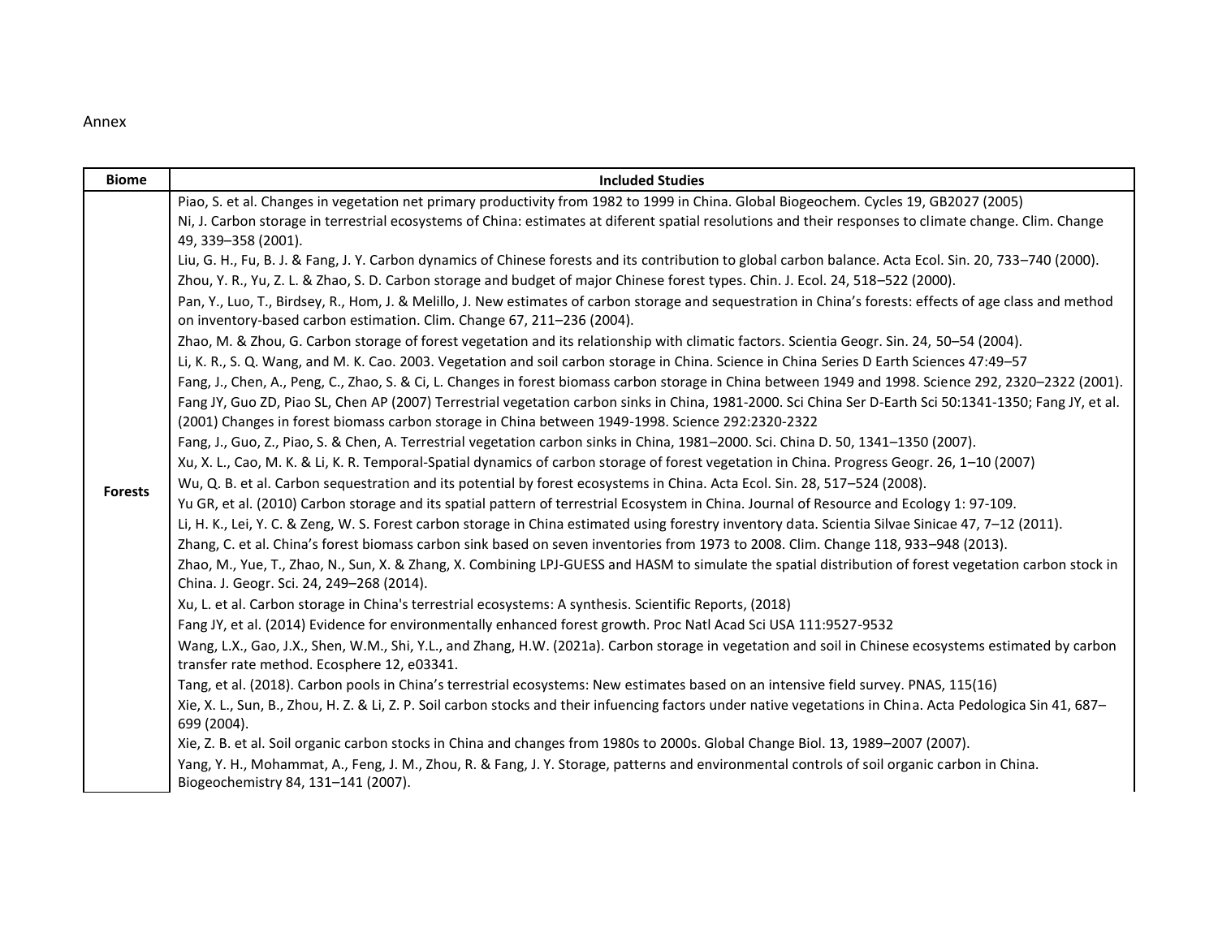Annex

| Biome | Included Studies |
|---|---|
| **Forests** | Piao, S. et al. Changes in vegetation net primary productivity from 1982 to 1999 in China. Global Biogeochem. Cycles 19, GB2027 (2005)<br>Ni, J. Carbon storage in terrestrial ecosystems of China: estimates at diferent spatial resolutions and their responses to climate change. Clim. Change 49, 339–358 (2001).<br>Liu, G. H., Fu, B. J. & Fang, J. Y. Carbon dynamics of Chinese forests and its contribution to global carbon balance. Acta Ecol. Sin. 20, 733–740 (2000).<br>Zhou, Y. R., Yu, Z. L. & Zhao, S. D. Carbon storage and budget of major Chinese forest types. Chin. J. Ecol. 24, 518–522 (2000).<br>Pan, Y., Luo, T., Birdsey, R., Hom, J. & Melillo, J. New estimates of carbon storage and sequestration in China's forests: effects of age class and method on inventory-based carbon estimation. Clim. Change 67, 211–236 (2004).<br>Zhao, M. & Zhou, G. Carbon storage of forest vegetation and its relationship with climatic factors. Scientia Geogr. Sin. 24, 50–54 (2004).<br>Li, K. R., S. Q. Wang, and M. K. Cao. 2003. Vegetation and soil carbon storage in China. Science in China Series D Earth Sciences 47:49–57<br>Fang, J., Chen, A., Peng, C., Zhao, S. & Ci, L. Changes in forest biomass carbon storage in China between 1949 and 1998. Science 292, 2320–2322 (2001).<br>Fang JY, Guo ZD, Piao SL, Chen AP (2007) Terrestrial vegetation carbon sinks in China, 1981-2000. Sci China Ser D-Earth Sci 50:1341-1350; Fang JY, et al. (2001) Changes in forest biomass carbon storage in China between 1949-1998. Science 292:2320-2322<br>Fang, J., Guo, Z., Piao, S. & Chen, A. Terrestrial vegetation carbon sinks in China, 1981–2000. Sci. China D. 50, 1341–1350 (2007).<br>Xu, X. L., Cao, M. K. & Li, K. R. Temporal-Spatial dynamics of carbon storage of forest vegetation in China. Progress Geogr. 26, 1–10 (2007)<br>Wu, Q. B. et al. Carbon sequestration and its potential by forest ecosystems in China. Acta Ecol. Sin. 28, 517–524 (2008).<br>Yu GR, et al. (2010) Carbon storage and its spatial pattern of terrestrial Ecosystem in China. Journal of Resource and Ecology 1: 97-109.<br>Li, H. K., Lei, Y. C. & Zeng, W. S. Forest carbon storage in China estimated using forestry inventory data. Scientia Silvae Sinicae 47, 7–12 (2011).<br>Zhang, C. et al. China's forest biomass carbon sink based on seven inventories from 1973 to 2008. Clim. Change 118, 933–948 (2013).<br>Zhao, M., Yue, T., Zhao, N., Sun, X. & Zhang, X. Combining LPJ-GUESS and HASM to simulate the spatial distribution of forest vegetation carbon stock in China. J. Geogr. Sci. 24, 249–268 (2014).<br>Xu, L. et al. Carbon storage in China's terrestrial ecosystems: A synthesis. Scientific Reports, (2018)<br>Fang JY, et al. (2014) Evidence for environmentally enhanced forest growth. Proc Natl Acad Sci USA 111:9527-9532<br>Wang, L.X., Gao, J.X., Shen, W.M., Shi, Y.L., and Zhang, H.W. (2021a). Carbon storage in vegetation and soil in Chinese ecosystems estimated by carbon transfer rate method. Ecosphere 12, e03341.<br>Tang, et al. (2018). Carbon pools in China's terrestrial ecosystems: New estimates based on an intensive field survey. PNAS, 115(16)<br>Xie, X. L., Sun, B., Zhou, H. Z. & Li, Z. P. Soil carbon stocks and their infuencing factors under native vegetations in China. Acta Pedologica Sin 41, 687–699 (2004).<br>Xie, Z. B. et al. Soil organic carbon stocks in China and changes from 1980s to 2000s. Global Change Biol. 13, 1989–2007 (2007).<br>Yang, Y. H., Mohammat, A., Feng, J. M., Zhou, R. & Fang, J. Y. Storage, patterns and environmental controls of soil organic carbon in China. Biogeochemistry 84, 131–141 (2007). |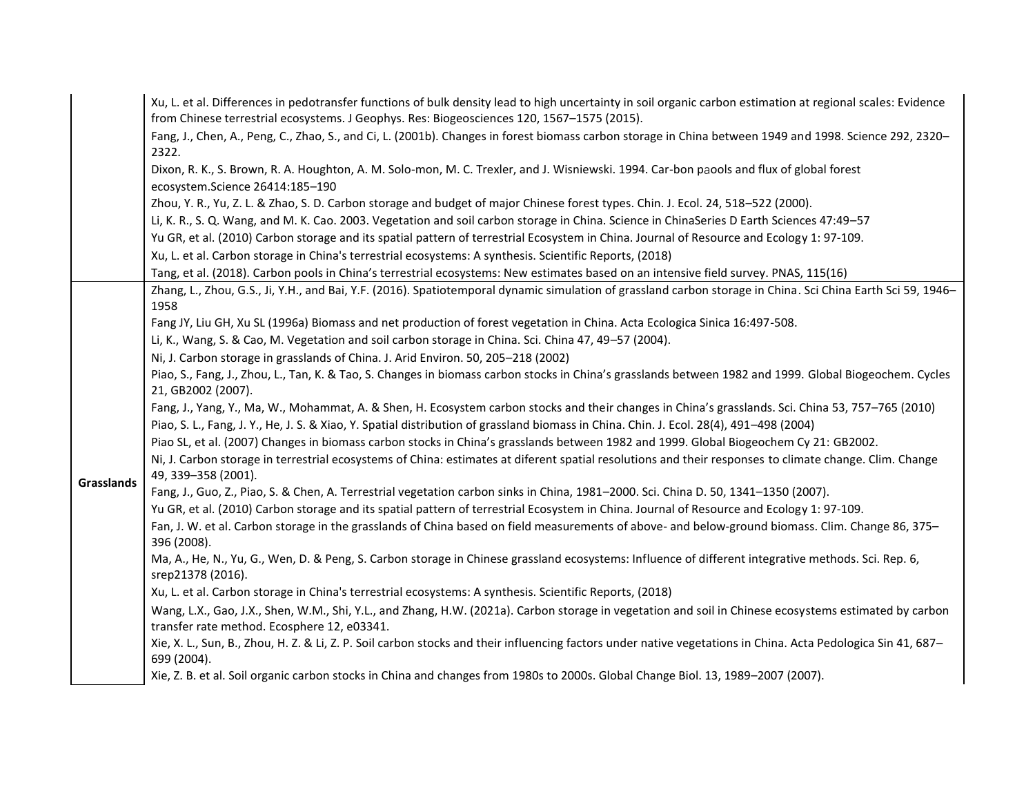| | |
|---|---|
| | Xu, L. et al. Differences in pedotransfer functions of bulk density lead to high uncertainty in soil organic carbon estimation at regional scales: Evidence from Chinese terrestrial ecosystems. J Geophys. Res: Biogeosciences 120, 1567–1575 (2015).<br>Fang, J., Chen, A., Peng, C., Zhao, S., and Ci, L. (2001b). Changes in forest biomass carbon storage in China between 1949 and 1998. Science 292, 2320–2322.<br>Dixon, R. K., S. Brown, R. A. Houghton, A. M. Solo-mon, M. C. Trexler, and J. Wisniewski. 1994. Car-bon paools and flux of global forest ecosystem.Science 26414:185–190<br>Zhou, Y. R., Yu, Z. L. & Zhao, S. D. Carbon storage and budget of major Chinese forest types. Chin. J. Ecol. 24, 518–522 (2000).<br>Li, K. R., S. Q. Wang, and M. K. Cao. 2003. Vegetation and soil carbon storage in China. Science in ChinaSeries D Earth Sciences 47:49–57<br>Yu GR, et al. (2010) Carbon storage and its spatial pattern of terrestrial Ecosystem in China. Journal of Resource and Ecology 1: 97-109.<br>Xu, L. et al. Carbon storage in China's terrestrial ecosystems: A synthesis. Scientific Reports, (2018)<br>Tang, et al. (2018). Carbon pools in China's terrestrial ecosystems: New estimates based on an intensive field survey. PNAS, 115(16) |
| **Grasslands** | Zhang, L., Zhou, G.S., Ji, Y.H., and Bai, Y.F. (2016). Spatiotemporal dynamic simulation of grassland carbon storage in China. Sci China Earth Sci 59, 1946–1958<br>Fang JY, Liu GH, Xu SL (1996a) Biomass and net production of forest vegetation in China. Acta Ecologica Sinica 16:497-508.<br>Li, K., Wang, S. & Cao, M. Vegetation and soil carbon storage in China. Sci. China 47, 49–57 (2004).<br>Ni, J. Carbon storage in grasslands of China. J. Arid Environ. 50, 205–218 (2002)<br>Piao, S., Fang, J., Zhou, L., Tan, K. & Tao, S. Changes in biomass carbon stocks in China's grasslands between 1982 and 1999. Global Biogeochem. Cycles 21, GB2002 (2007).<br>Fang, J., Yang, Y., Ma, W., Mohammat, A. & Shen, H. Ecosystem carbon stocks and their changes in China's grasslands. Sci. China 53, 757–765 (2010)<br>Piao, S. L., Fang, J. Y., He, J. S. & Xiao, Y. Spatial distribution of grassland biomass in China. Chin. J. Ecol. 28(4), 491–498 (2004)<br>Piao SL, et al. (2007) Changes in biomass carbon stocks in China's grasslands between 1982 and 1999. Global Biogeochem Cy 21: GB2002.<br>Ni, J. Carbon storage in terrestrial ecosystems of China: estimates at diferent spatial resolutions and their responses to climate change. Clim. Change 49, 339–358 (2001).<br>Fang, J., Guo, Z., Piao, S. & Chen, A. Terrestrial vegetation carbon sinks in China, 1981–2000. Sci. China D. 50, 1341–1350 (2007).<br>Yu GR, et al. (2010) Carbon storage and its spatial pattern of terrestrial Ecosystem in China. Journal of Resource and Ecology 1: 97-109.<br>Fan, J. W. et al. Carbon storage in the grasslands of China based on field measurements of above- and below-ground biomass. Clim. Change 86, 375–396 (2008).<br>Ma, A., He, N., Yu, G., Wen, D. & Peng, S. Carbon storage in Chinese grassland ecosystems: Influence of different integrative methods. Sci. Rep. 6, srep21378 (2016).<br>Xu, L. et al. Carbon storage in China's terrestrial ecosystems: A synthesis. Scientific Reports, (2018)<br>Wang, L.X., Gao, J.X., Shen, W.M., Shi, Y.L., and Zhang, H.W. (2021a). Carbon storage in vegetation and soil in Chinese ecosystems estimated by carbon transfer rate method. Ecosphere 12, e03341.<br>Xie, X. L., Sun, B., Zhou, H. Z. & Li, Z. P. Soil carbon stocks and their influencing factors under native vegetations in China. Acta Pedologica Sin 41, 687–699 (2004).<br>Xie, Z. B. et al. Soil organic carbon stocks in China and changes from 1980s to 2000s. Global Change Biol. 13, 1989–2007 (2007). |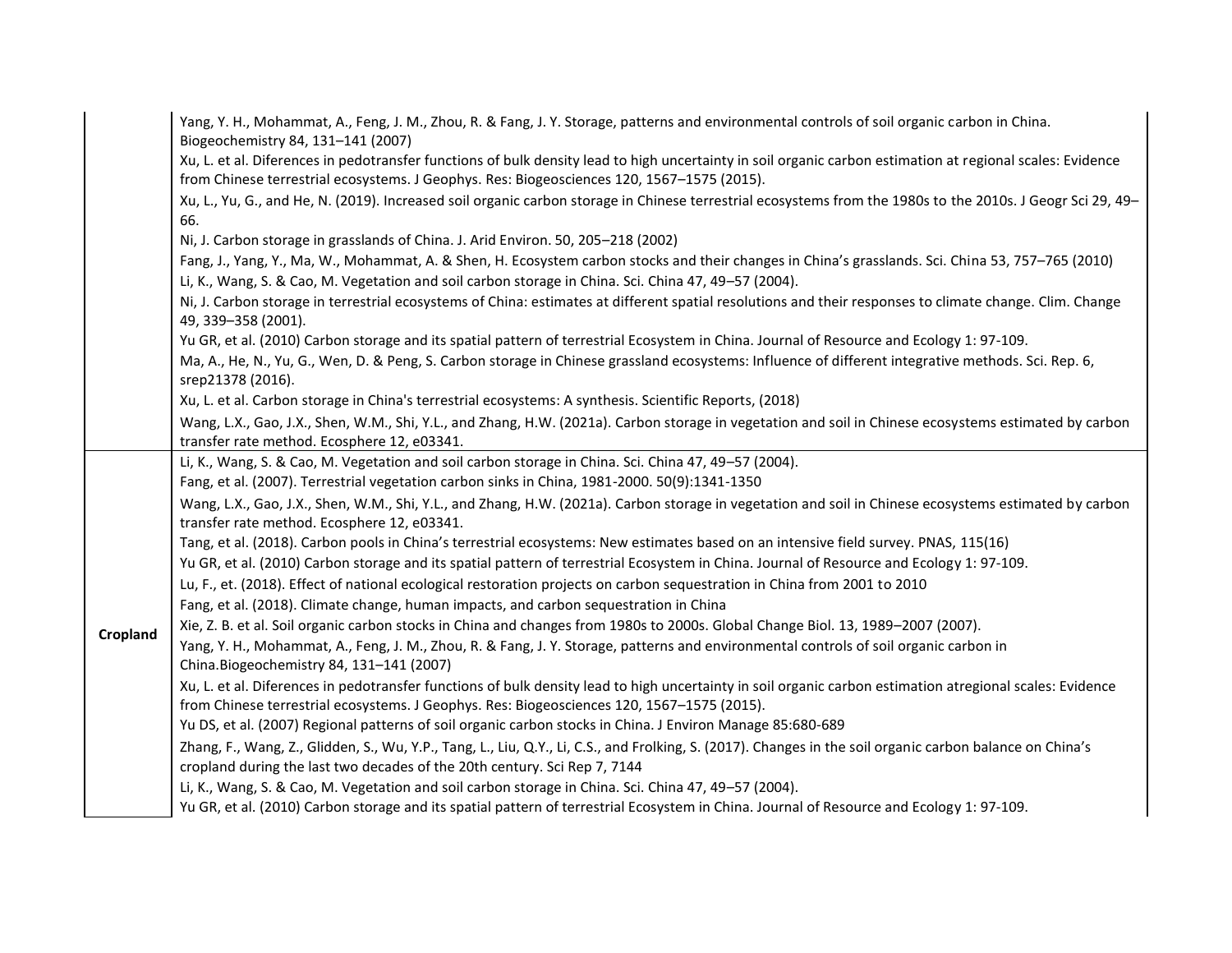| | |
|---|---|
| | Yang, Y. H., Mohammat, A., Feng, J. M., Zhou, R. & Fang, J. Y. Storage, patterns and environmental controls of soil organic carbon in China. Biogeochemistry 84, 131–141 (2007)<br>Xu, L. et al. Diferences in pedotransfer functions of bulk density lead to high uncertainty in soil organic carbon estimation at regional scales: Evidence from Chinese terrestrial ecosystems. J Geophys. Res: Biogeosciences 120, 1567–1575 (2015).<br>Xu, L., Yu, G., and He, N. (2019). Increased soil organic carbon storage in Chinese terrestrial ecosystems from the 1980s to the 2010s. J Geogr Sci 29, 49–66.<br>Ni, J. Carbon storage in grasslands of China. J. Arid Environ. 50, 205–218 (2002)<br>Fang, J., Yang, Y., Ma, W., Mohammat, A. & Shen, H. Ecosystem carbon stocks and their changes in China's grasslands. Sci. China 53, 757–765 (2010)<br>Li, K., Wang, S. & Cao, M. Vegetation and soil carbon storage in China. Sci. China 47, 49–57 (2004).<br>Ni, J. Carbon storage in terrestrial ecosystems of China: estimates at different spatial resolutions and their responses to climate change. Clim. Change 49, 339–358 (2001).<br>Yu GR, et al. (2010) Carbon storage and its spatial pattern of terrestrial Ecosystem in China. Journal of Resource and Ecology 1: 97-109.<br>Ma, A., He, N., Yu, G., Wen, D. & Peng, S. Carbon storage in Chinese grassland ecosystems: Influence of different integrative methods. Sci. Rep. 6, srep21378 (2016).<br>Xu, L. et al. Carbon storage in China's terrestrial ecosystems: A synthesis. Scientific Reports, (2018)<br>Wang, L.X., Gao, J.X., Shen, W.M., Shi, Y.L., and Zhang, H.W. (2021a). Carbon storage in vegetation and soil in Chinese ecosystems estimated by carbon transfer rate method. Ecosphere 12, e03341. |
| **Cropland** | Li, K., Wang, S. & Cao, M. Vegetation and soil carbon storage in China. Sci. China 47, 49–57 (2004).<br>Fang, et al. (2007). Terrestrial vegetation carbon sinks in China, 1981-2000. 50(9):1341-1350<br>Wang, L.X., Gao, J.X., Shen, W.M., Shi, Y.L., and Zhang, H.W. (2021a). Carbon storage in vegetation and soil in Chinese ecosystems estimated by carbon transfer rate method. Ecosphere 12, e03341.<br>Tang, et al. (2018). Carbon pools in China's terrestrial ecosystems: New estimates based on an intensive field survey. PNAS, 115(16)<br>Yu GR, et al. (2010) Carbon storage and its spatial pattern of terrestrial Ecosystem in China. Journal of Resource and Ecology 1: 97-109.<br>Lu, F., et. (2018). Effect of national ecological restoration projects on carbon sequestration in China from 2001 to 2010<br>Fang, et al. (2018). Climate change, human impacts, and carbon sequestration in China<br>Xie, Z. B. et al. Soil organic carbon stocks in China and changes from 1980s to 2000s. Global Change Biol. 13, 1989–2007 (2007).<br>Yang, Y. H., Mohammat, A., Feng, J. M., Zhou, R. & Fang, J. Y. Storage, patterns and environmental controls of soil organic carbon in China.Biogeochemistry 84, 131–141 (2007)<br>Xu, L. et al. Diferences in pedotransfer functions of bulk density lead to high uncertainty in soil organic carbon estimation atregional scales: Evidence from Chinese terrestrial ecosystems. J Geophys. Res: Biogeosciences 120, 1567–1575 (2015).<br>Yu DS, et al. (2007) Regional patterns of soil organic carbon stocks in China. J Environ Manage 85:680-689<br>Zhang, F., Wang, Z., Glidden, S., Wu, Y.P., Tang, L., Liu, Q.Y., Li, C.S., and Frolking, S. (2017). Changes in the soil organic carbon balance on China's cropland during the last two decades of the 20th century. Sci Rep 7, 7144<br>Li, K., Wang, S. & Cao, M. Vegetation and soil carbon storage in China. Sci. China 47, 49–57 (2004).<br>Yu GR, et al. (2010) Carbon storage and its spatial pattern of terrestrial Ecosystem in China. Journal of Resource and Ecology 1: 97-109. |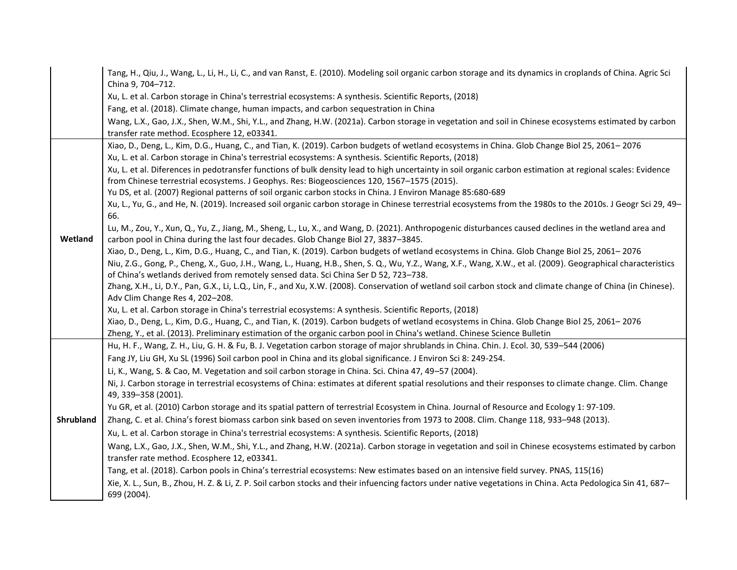| | |
|---|---|
| | Tang, H., Qiu, J., Wang, L., Li, H., Li, C., and van Ranst, E. (2010). Modeling soil organic carbon storage and its dynamics in croplands of China. Agric Sci China 9, 704–712.<br>Xu, L. et al. Carbon storage in China's terrestrial ecosystems: A synthesis. Scientific Reports, (2018)<br>Fang, et al. (2018). Climate change, human impacts, and carbon sequestration in China<br>Wang, L.X., Gao, J.X., Shen, W.M., Shi, Y.L., and Zhang, H.W. (2021a). Carbon storage in vegetation and soil in Chinese ecosystems estimated by carbon transfer rate method. Ecosphere 12, e03341. |
| **Wetland** | Xiao, D., Deng, L., Kim, D.G., Huang, C., and Tian, K. (2019). Carbon budgets of wetland ecosystems in China. Glob Change Biol 25, 2061– 2076<br>Xu, L. et al. Carbon storage in China's terrestrial ecosystems: A synthesis. Scientific Reports, (2018)<br>Xu, L. et al. Diferences in pedotransfer functions of bulk density lead to high uncertainty in soil organic carbon estimation at regional scales: Evidence from Chinese terrestrial ecosystems. J Geophys. Res: Biogeosciences 120, 1567–1575 (2015).<br>Yu DS, et al. (2007) Regional patterns of soil organic carbon stocks in China. J Environ Manage 85:680-689<br>Xu, L., Yu, G., and He, N. (2019). Increased soil organic carbon storage in Chinese terrestrial ecosystems from the 1980s to the 2010s. J Geogr Sci 29, 49–66.<br>Lu, M., Zou, Y., Xun, Q., Yu, Z., Jiang, M., Sheng, L., Lu, X., and Wang, D. (2021). Anthropogenic disturbances caused declines in the wetland area and carbon pool in China during the last four decades. Glob Change Biol 27, 3837–3845.<br>Xiao, D., Deng, L., Kim, D.G., Huang, C., and Tian, K. (2019). Carbon budgets of wetland ecosystems in China. Glob Change Biol 25, 2061– 2076<br>Niu, Z.G., Gong, P., Cheng, X., Guo, J.H., Wang, L., Huang, H.B., Shen, S. Q., Wu, Y.Z., Wang, X.F., Wang, X.W., et al. (2009). Geographical characteristics of China's wetlands derived from remotely sensed data. Sci China Ser D 52, 723–738.<br>Zhang, X.H., Li, D.Y., Pan, G.X., Li, L.Q., Lin, F., and Xu, X.W. (2008). Conservation of wetland soil carbon stock and climate change of China (in Chinese). Adv Clim Change Res 4, 202–208.<br>Xu, L. et al. Carbon storage in China's terrestrial ecosystems: A synthesis. Scientific Reports, (2018)<br>Xiao, D., Deng, L., Kim, D.G., Huang, C., and Tian, K. (2019). Carbon budgets of wetland ecosystems in China. Glob Change Biol 25, 2061– 2076<br>Zheng, Y., et al. (2013). Preliminary estimation of the organic carbon pool in China's wetland. Chinese Science Bulletin |
| **Shrubland** | Hu, H. F., Wang, Z. H., Liu, G. H. & Fu, B. J. Vegetation carbon storage of major shrublands in China. Chin. J. Ecol. 30, 539–544 (2006)<br>Fang JY, Liu GH, Xu SL (1996) Soil carbon pool in China and its global significance. J Environ Sci 8: 249-254.<br>Li, K., Wang, S. & Cao, M. Vegetation and soil carbon storage in China. Sci. China 47, 49–57 (2004).<br>Ni, J. Carbon storage in terrestrial ecosystems of China: estimates at diferent spatial resolutions and their responses to climate change. Clim. Change 49, 339–358 (2001).<br>Yu GR, et al. (2010) Carbon storage and its spatial pattern of terrestrial Ecosystem in China. Journal of Resource and Ecology 1: 97-109.<br>Zhang, C. et al. China's forest biomass carbon sink based on seven inventories from 1973 to 2008. Clim. Change 118, 933–948 (2013).<br>Xu, L. et al. Carbon storage in China's terrestrial ecosystems: A synthesis. Scientific Reports, (2018)<br>Wang, L.X., Gao, J.X., Shen, W.M., Shi, Y.L., and Zhang, H.W. (2021a). Carbon storage in vegetation and soil in Chinese ecosystems estimated by carbon transfer rate method. Ecosphere 12, e03341.<br>Tang, et al. (2018). Carbon pools in China's terrestrial ecosystems: New estimates based on an intensive field survey. PNAS, 115(16)<br>Xie, X. L., Sun, B., Zhou, H. Z. & Li, Z. P. Soil carbon stocks and their infuencing factors under native vegetations in China. Acta Pedologica Sin 41, 687–699 (2004). |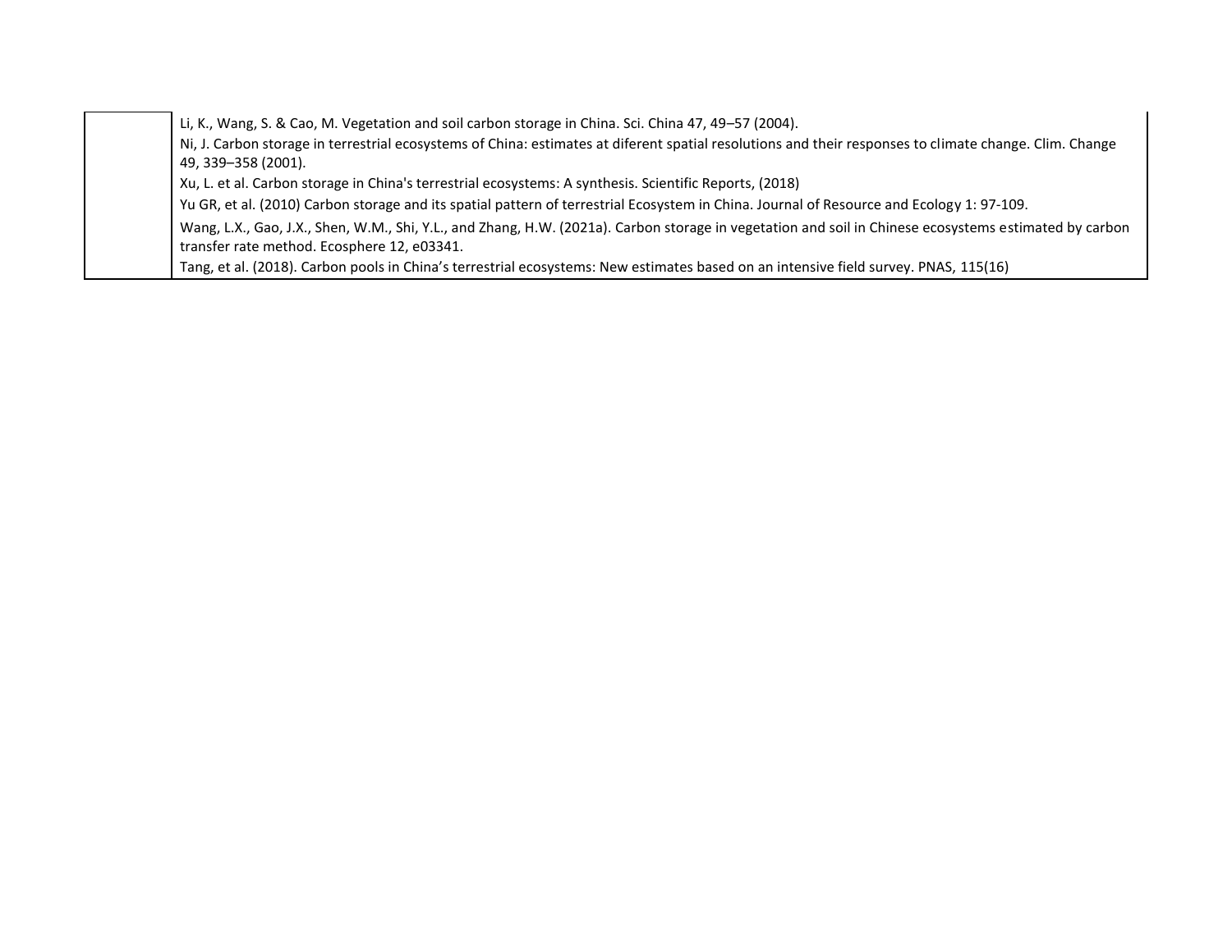| | |
|---|---|
| | Li, K., Wang, S. & Cao, M. Vegetation and soil carbon storage in China. Sci. China 47, 49–57 (2004).<br>Ni, J. Carbon storage in terrestrial ecosystems of China: estimates at diferent spatial resolutions and their responses to climate change. Clim. Change 49, 339–358 (2001).<br>Xu, L. et al. Carbon storage in China's terrestrial ecosystems: A synthesis. Scientific Reports, (2018)<br>Yu GR, et al. (2010) Carbon storage and its spatial pattern of terrestrial Ecosystem in China. Journal of Resource and Ecology 1: 97-109.<br>Wang, L.X., Gao, J.X., Shen, W.M., Shi, Y.L., and Zhang, H.W. (2021a). Carbon storage in vegetation and soil in Chinese ecosystems estimated by carbon transfer rate method. Ecosphere 12, e03341.<br>Tang, et al. (2018). Carbon pools in China's terrestrial ecosystems: New estimates based on an intensive field survey. PNAS, 115(16) |